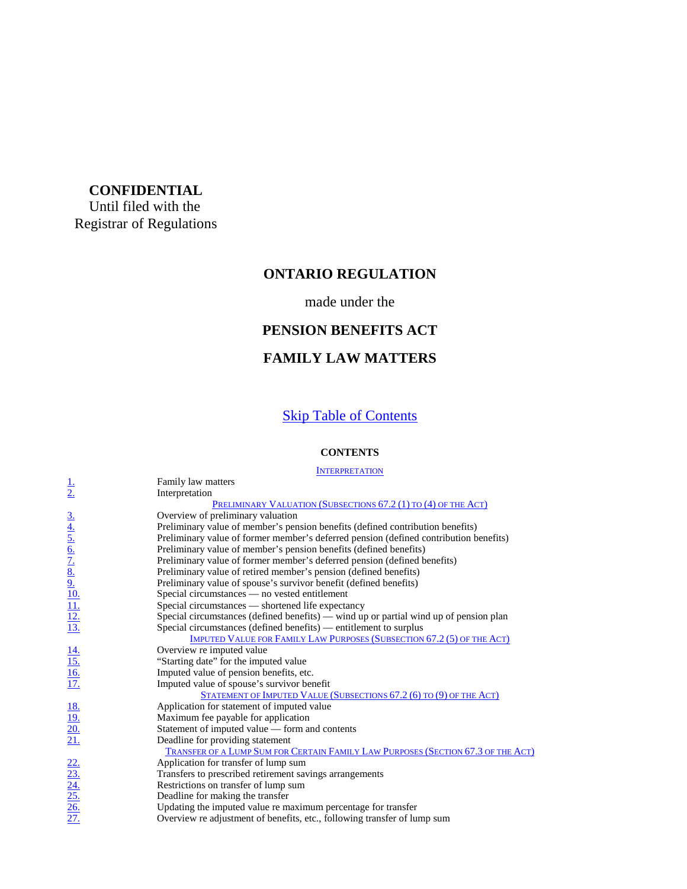**CONFIDENTIAL**
Until filed with the
Registrar of Regulations

# ONTARIO REGULATION

made under the

# PENSION BENEFITS ACT

# FAMILY LAW MATTERS

Skip Table of Contents

## CONTENTS

INTERPRETATION

| | |
|---|---|
| 1. | Family law matters |
| 2. | Interpretation |

PRELIMINARY VALUATION (SUBSECTIONS 67.2 (1) TO (4) OF THE ACT)

| | |
|---|---|
| 3. | Overview of preliminary valuation |
| 4. | Preliminary value of member's pension benefits (defined contribution benefits) |
| 5. | Preliminary value of former member's deferred pension (defined contribution benefits) |
| 6. | Preliminary value of member's pension benefits (defined benefits) |
| 7. | Preliminary value of former member's deferred pension (defined benefits) |
| 8. | Preliminary value of retired member's pension (defined benefits) |
| 9. | Preliminary value of spouse's survivor benefit (defined benefits) |
| 10. | Special circumstances — no vested entitlement |
| 11. | Special circumstances — shortened life expectancy |
| 12. | Special circumstances (defined benefits) — wind up or partial wind up of pension plan |
| 13. | Special circumstances (defined benefits) — entitlement to surplus |

IMPUTED VALUE FOR FAMILY LAW PURPOSES (SUBSECTION 67.2 (5) OF THE ACT)

| | |
|---|---|
| 14. | Overview re imputed value |
| 15. | "Starting date" for the imputed value |
| 16. | Imputed value of pension benefits, etc. |
| 17. | Imputed value of spouse's survivor benefit |

STATEMENT OF IMPUTED VALUE (SUBSECTIONS 67.2 (6) TO (9) OF THE ACT)

| | |
|---|---|
| 18. | Application for statement of imputed value |
| 19. | Maximum fee payable for application |
| 20. | Statement of imputed value — form and contents |
| 21. | Deadline for providing statement |

TRANSFER OF A LUMP SUM FOR CERTAIN FAMILY LAW PURPOSES (SECTION 67.3 OF THE ACT)

| | |
|---|---|
| 22. | Application for transfer of lump sum |
| 23. | Transfers to prescribed retirement savings arrangements |
| 24. | Restrictions on transfer of lump sum |
| 25. | Deadline for making the transfer |
| 26. | Updating the imputed value re maximum percentage for transfer |
| 27. | Overview re adjustment of benefits, etc., following transfer of lump sum |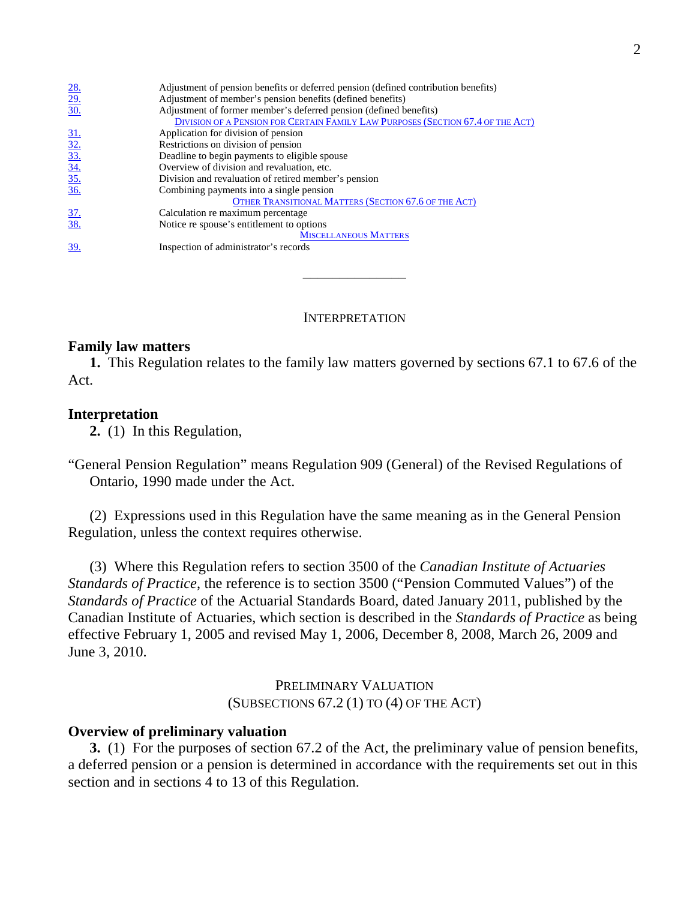| | |
|---|---|
| 28. | Adjustment of pension benefits or deferred pension (defined contribution benefits) |
| 29. | Adjustment of member's pension benefits (defined benefits) |
| 30. | Adjustment of former member's deferred pension (defined benefits) |
| | DIVISION OF A PENSION FOR CERTAIN FAMILY LAW PURPOSES (SECTION 67.4 OF THE ACT) |
| 31. | Application for division of pension |
| 32. | Restrictions on division of pension |
| 33. | Deadline to begin payments to eligible spouse |
| 34. | Overview of division and revaluation, etc. |
| 35. | Division and revaluation of retired member's pension |
| 36. | Combining payments into a single pension |
| | OTHER TRANSITIONAL MATTERS (SECTION 67.6 OF THE ACT) |
| 37. | Calculation re maximum percentage |
| 38. | Notice re spouse's entitlement to options |
| | MISCELLANEOUS MATTERS |
| 39. | Inspection of administrator's records |

---

## INTERPRETATION

### Family law matters

**1.** This Regulation relates to the family law matters governed by sections 67.1 to 67.6 of the Act.

### Interpretation

**2.** (1) In this Regulation,

"General Pension Regulation" means Regulation 909 (General) of the Revised Regulations of Ontario, 1990 made under the Act.

(2) Expressions used in this Regulation have the same meaning as in the General Pension Regulation, unless the context requires otherwise.

(3) Where this Regulation refers to section 3500 of the *Canadian Institute of Actuaries Standards of Practice*, the reference is to section 3500 ("Pension Commuted Values") of the *Standards of Practice* of the Actuarial Standards Board, dated January 2011, published by the Canadian Institute of Actuaries, which section is described in the *Standards of Practice* as being effective February 1, 2005 and revised May 1, 2006, December 8, 2008, March 26, 2009 and June 3, 2010.

## PRELIMINARY VALUATION
## (SUBSECTIONS 67.2 (1) TO (4) OF THE ACT)

### Overview of preliminary valuation

**3.** (1) For the purposes of section 67.2 of the Act, the preliminary value of pension benefits, a deferred pension or a pension is determined in accordance with the requirements set out in this section and in sections 4 to 13 of this Regulation.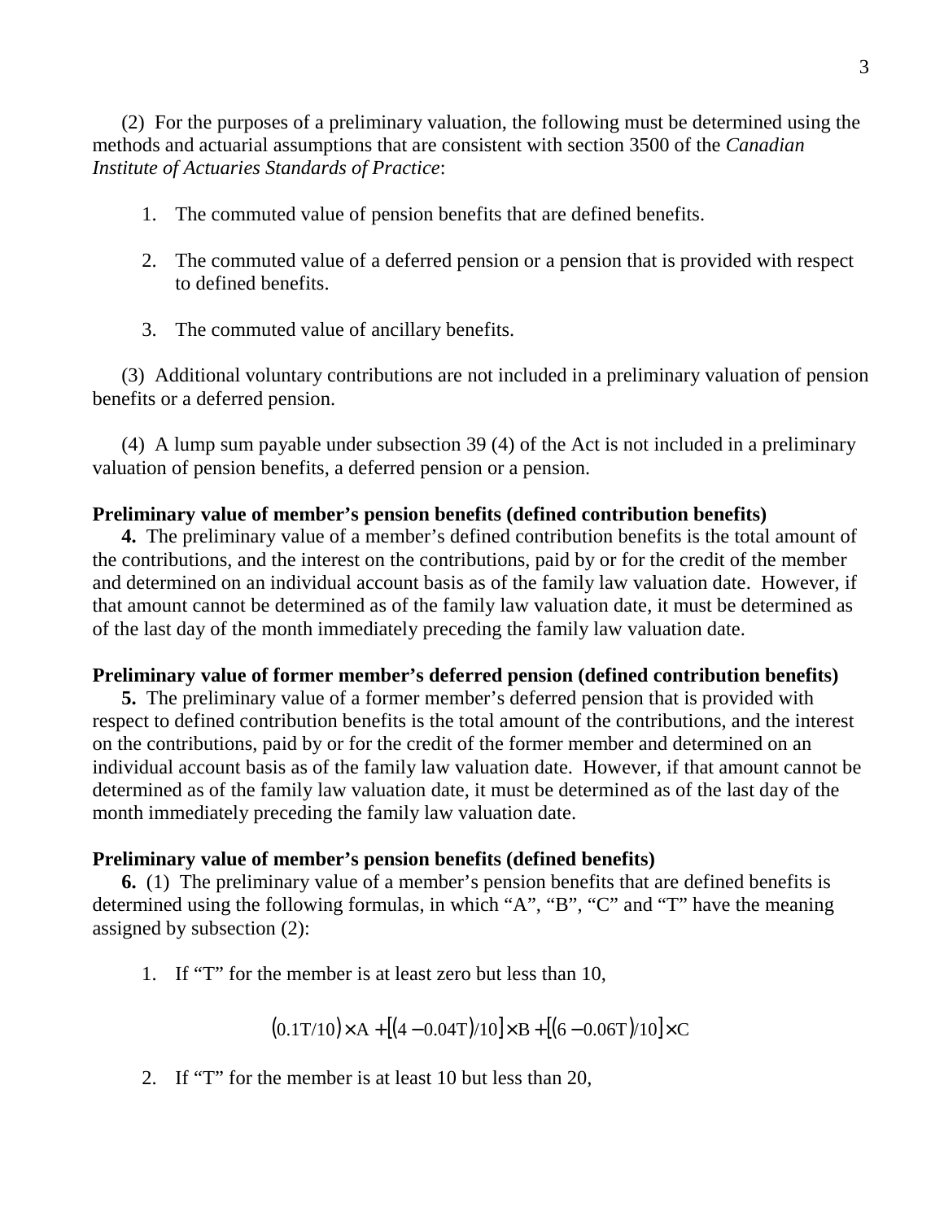(2) For the purposes of a preliminary valuation, the following must be determined using the methods and actuarial assumptions that are consistent with section 3500 of the *Canadian Institute of Actuaries Standards of Practice*:

1. The commuted value of pension benefits that are defined benefits.

2. The commuted value of a deferred pension or a pension that is provided with respect to defined benefits.

3. The commuted value of ancillary benefits.

(3) Additional voluntary contributions are not included in a preliminary valuation of pension benefits or a deferred pension.

(4) A lump sum payable under subsection 39 (4) of the Act is not included in a preliminary valuation of pension benefits, a deferred pension or a pension.

**Preliminary value of member's pension benefits (defined contribution benefits)**

**4.** The preliminary value of a member's defined contribution benefits is the total amount of the contributions, and the interest on the contributions, paid by or for the credit of the member and determined on an individual account basis as of the family law valuation date. However, if that amount cannot be determined as of the family law valuation date, it must be determined as of the last day of the month immediately preceding the family law valuation date.

**Preliminary value of former member's deferred pension (defined contribution benefits)**

**5.** The preliminary value of a former member's deferred pension that is provided with respect to defined contribution benefits is the total amount of the contributions, and the interest on the contributions, paid by or for the credit of the former member and determined on an individual account basis as of the family law valuation date. However, if that amount cannot be determined as of the family law valuation date, it must be determined as of the last day of the month immediately preceding the family law valuation date.

**Preliminary value of member's pension benefits (defined benefits)**

**6.** (1) The preliminary value of a member's pension benefits that are defined benefits is determined using the following formulas, in which "A", "B", "C" and "T" have the meaning assigned by subsection (2):

1. If "T" for the member is at least zero but less than 10,

$$(0.1\text{T}/10) \times \text{A} + [(4 - 0.04\text{T})/10] \times \text{B} + [(6 - 0.06\text{T})/10] \times \text{C}$$

2. If "T" for the member is at least 10 but less than 20,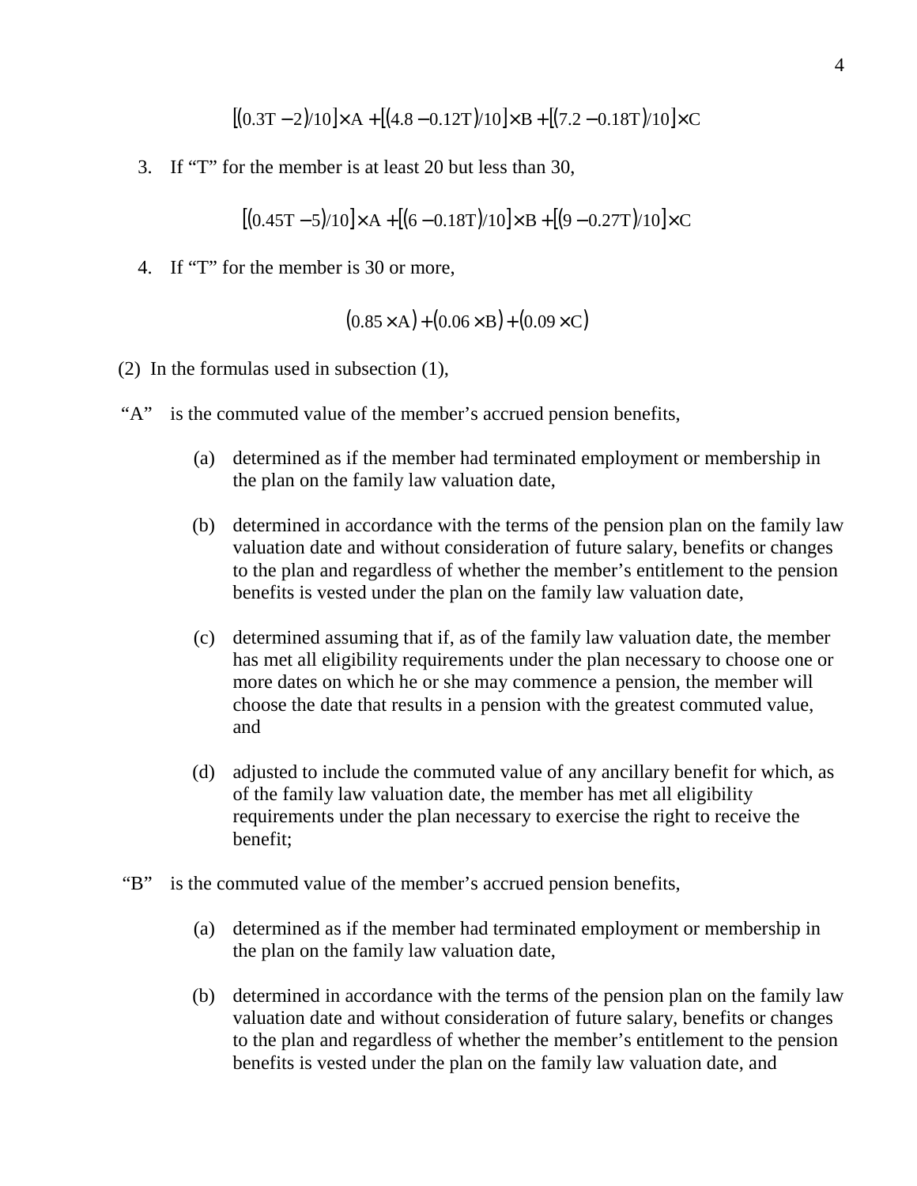$$[(0.3T - 2)/10] \times A + [(4.8 - 0.12T)/10] \times B + [(7.2 - 0.18T)/10] \times C$$

3. If "T" for the member is at least 20 but less than 30,

$$[(0.45T - 5)/10] \times A + [(6 - 0.18T)/10] \times B + [(9 - 0.27T)/10] \times C$$

4. If "T" for the member is 30 or more,

$$(0.85 \times A) + (0.06 \times B) + (0.09 \times C)$$

(2) In the formulas used in subsection (1),

"A" is the commuted value of the member's accrued pension benefits,

(a) determined as if the member had terminated employment or membership in the plan on the family law valuation date,

(b) determined in accordance with the terms of the pension plan on the family law valuation date and without consideration of future salary, benefits or changes to the plan and regardless of whether the member's entitlement to the pension benefits is vested under the plan on the family law valuation date,

(c) determined assuming that if, as of the family law valuation date, the member has met all eligibility requirements under the plan necessary to choose one or more dates on which he or she may commence a pension, the member will choose the date that results in a pension with the greatest commuted value, and

(d) adjusted to include the commuted value of any ancillary benefit for which, as of the family law valuation date, the member has met all eligibility requirements under the plan necessary to exercise the right to receive the benefit;

"B" is the commuted value of the member's accrued pension benefits,

(a) determined as if the member had terminated employment or membership in the plan on the family law valuation date,

(b) determined in accordance with the terms of the pension plan on the family law valuation date and without consideration of future salary, benefits or changes to the plan and regardless of whether the member's entitlement to the pension benefits is vested under the plan on the family law valuation date, and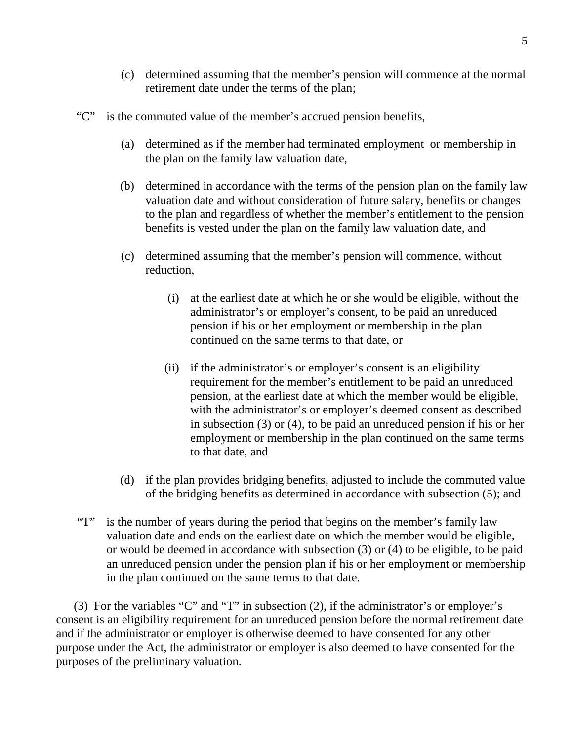(c) determined assuming that the member's pension will commence at the normal retirement date under the terms of the plan;

"C" is the commuted value of the member's accrued pension benefits,

(a) determined as if the member had terminated employment or membership in the plan on the family law valuation date,

(b) determined in accordance with the terms of the pension plan on the family law valuation date and without consideration of future salary, benefits or changes to the plan and regardless of whether the member's entitlement to the pension benefits is vested under the plan on the family law valuation date, and

(c) determined assuming that the member's pension will commence, without reduction,

(i) at the earliest date at which he or she would be eligible, without the administrator's or employer's consent, to be paid an unreduced pension if his or her employment or membership in the plan continued on the same terms to that date, or

(ii) if the administrator's or employer's consent is an eligibility requirement for the member's entitlement to be paid an unreduced pension, at the earliest date at which the member would be eligible, with the administrator's or employer's deemed consent as described in subsection (3) or (4), to be paid an unreduced pension if his or her employment or membership in the plan continued on the same terms to that date, and

(d) if the plan provides bridging benefits, adjusted to include the commuted value of the bridging benefits as determined in accordance with subsection (5); and

"T" is the number of years during the period that begins on the member's family law valuation date and ends on the earliest date on which the member would be eligible, or would be deemed in accordance with subsection (3) or (4) to be eligible, to be paid an unreduced pension under the pension plan if his or her employment or membership in the plan continued on the same terms to that date.

(3) For the variables "C" and "T" in subsection (2), if the administrator's or employer's consent is an eligibility requirement for an unreduced pension before the normal retirement date and if the administrator or employer is otherwise deemed to have consented for any other purpose under the Act, the administrator or employer is also deemed to have consented for the purposes of the preliminary valuation.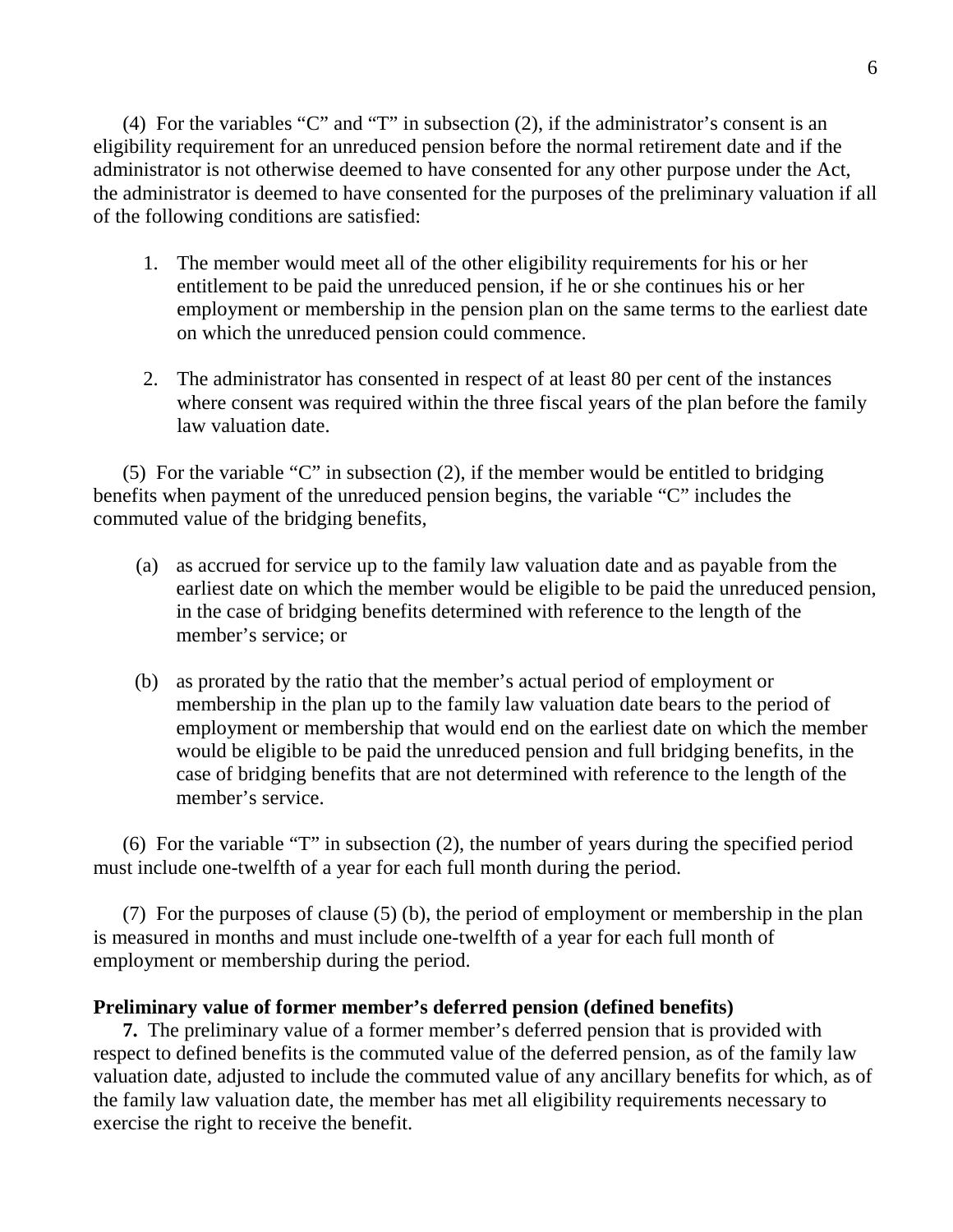(4) For the variables "C" and "T" in subsection (2), if the administrator's consent is an eligibility requirement for an unreduced pension before the normal retirement date and if the administrator is not otherwise deemed to have consented for any other purpose under the Act, the administrator is deemed to have consented for the purposes of the preliminary valuation if all of the following conditions are satisfied:

1. The member would meet all of the other eligibility requirements for his or her entitlement to be paid the unreduced pension, if he or she continues his or her employment or membership in the pension plan on the same terms to the earliest date on which the unreduced pension could commence.

2. The administrator has consented in respect of at least 80 per cent of the instances where consent was required within the three fiscal years of the plan before the family law valuation date.

(5) For the variable "C" in subsection (2), if the member would be entitled to bridging benefits when payment of the unreduced pension begins, the variable "C" includes the commuted value of the bridging benefits,

(a) as accrued for service up to the family law valuation date and as payable from the earliest date on which the member would be eligible to be paid the unreduced pension, in the case of bridging benefits determined with reference to the length of the member's service; or

(b) as prorated by the ratio that the member's actual period of employment or membership in the plan up to the family law valuation date bears to the period of employment or membership that would end on the earliest date on which the member would be eligible to be paid the unreduced pension and full bridging benefits, in the case of bridging benefits that are not determined with reference to the length of the member's service.

(6) For the variable "T" in subsection (2), the number of years during the specified period must include one-twelfth of a year for each full month during the period.

(7) For the purposes of clause (5) (b), the period of employment or membership in the plan is measured in months and must include one-twelfth of a year for each full month of employment or membership during the period.

**Preliminary value of former member's deferred pension (defined benefits)**

**7.** The preliminary value of a former member's deferred pension that is provided with respect to defined benefits is the commuted value of the deferred pension, as of the family law valuation date, adjusted to include the commuted value of any ancillary benefits for which, as of the family law valuation date, the member has met all eligibility requirements necessary to exercise the right to receive the benefit.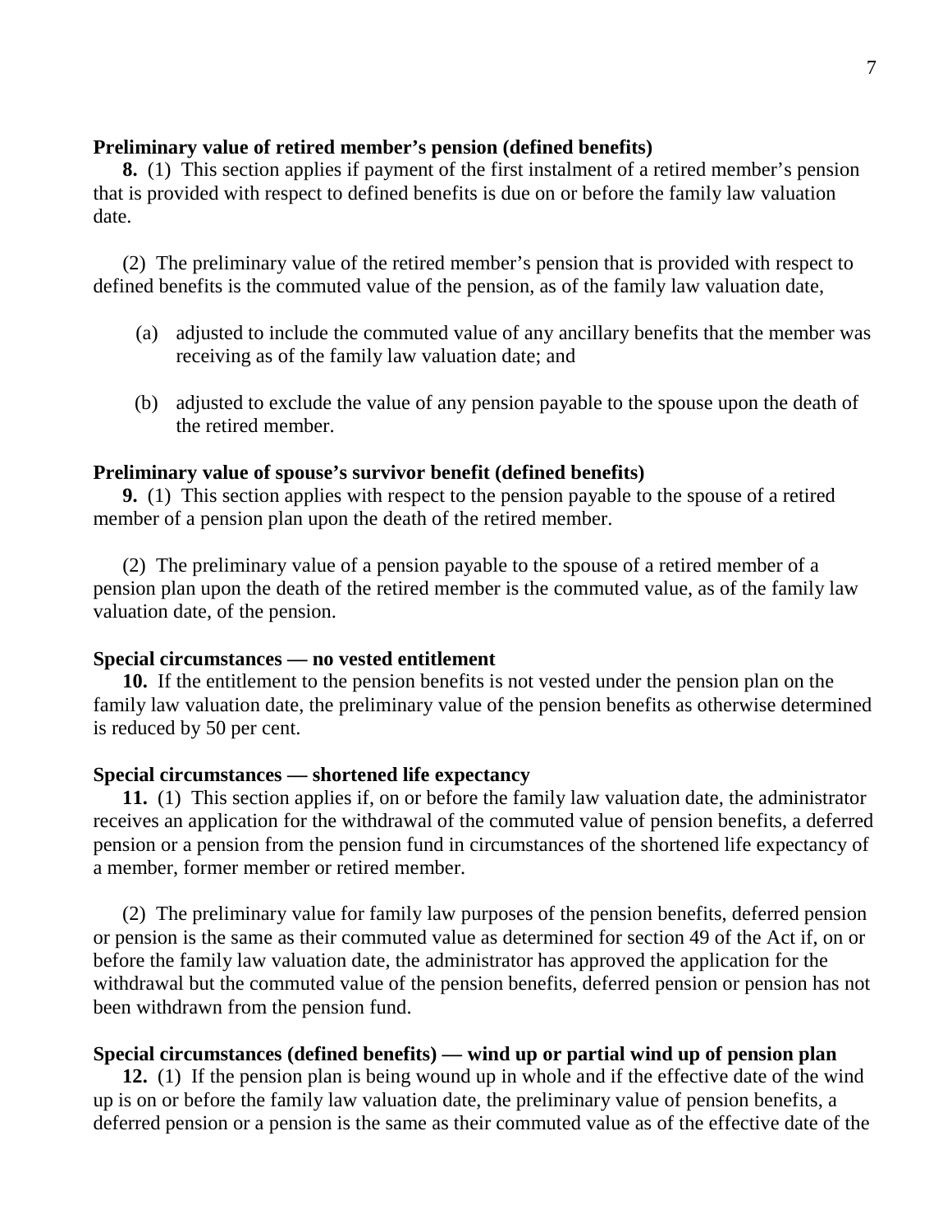**Preliminary value of retired member's pension (defined benefits)**

**8.** (1) This section applies if payment of the first instalment of a retired member's pension that is provided with respect to defined benefits is due on or before the family law valuation date.

(2) The preliminary value of the retired member's pension that is provided with respect to defined benefits is the commuted value of the pension, as of the family law valuation date,

(a) adjusted to include the commuted value of any ancillary benefits that the member was receiving as of the family law valuation date; and

(b) adjusted to exclude the value of any pension payable to the spouse upon the death of the retired member.

**Preliminary value of spouse's survivor benefit (defined benefits)**

**9.** (1) This section applies with respect to the pension payable to the spouse of a retired member of a pension plan upon the death of the retired member.

(2) The preliminary value of a pension payable to the spouse of a retired member of a pension plan upon the death of the retired member is the commuted value, as of the family law valuation date, of the pension.

**Special circumstances — no vested entitlement**

**10.** If the entitlement to the pension benefits is not vested under the pension plan on the family law valuation date, the preliminary value of the pension benefits as otherwise determined is reduced by 50 per cent.

**Special circumstances — shortened life expectancy**

**11.** (1) This section applies if, on or before the family law valuation date, the administrator receives an application for the withdrawal of the commuted value of pension benefits, a deferred pension or a pension from the pension fund in circumstances of the shortened life expectancy of a member, former member or retired member.

(2) The preliminary value for family law purposes of the pension benefits, deferred pension or pension is the same as their commuted value as determined for section 49 of the Act if, on or before the family law valuation date, the administrator has approved the application for the withdrawal but the commuted value of the pension benefits, deferred pension or pension has not been withdrawn from the pension fund.

**Special circumstances (defined benefits) — wind up or partial wind up of pension plan**

**12.** (1) If the pension plan is being wound up in whole and if the effective date of the wind up is on or before the family law valuation date, the preliminary value of pension benefits, a deferred pension or a pension is the same as their commuted value as of the effective date of the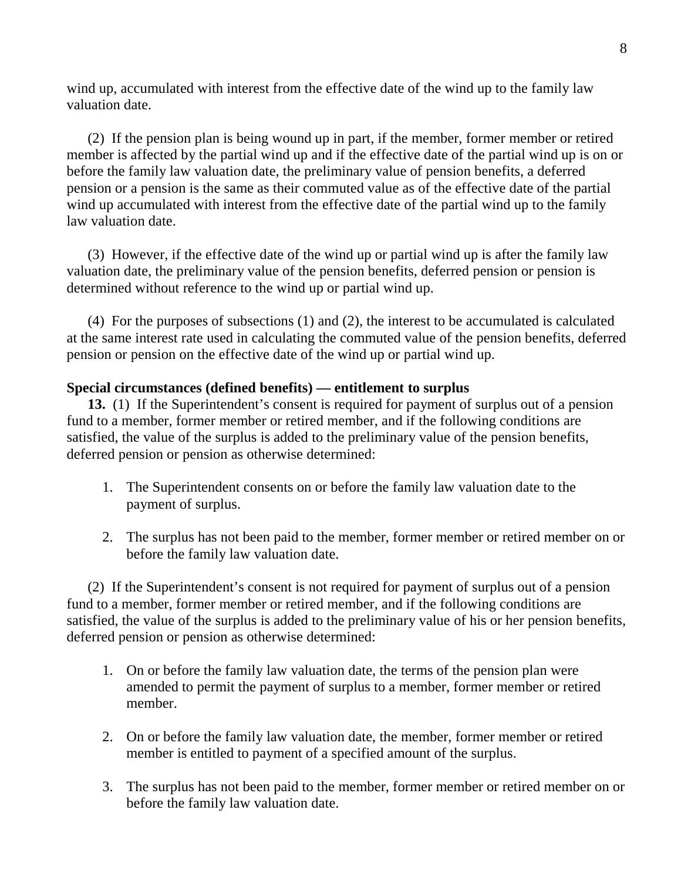wind up, accumulated with interest from the effective date of the wind up to the family law valuation date.

(2) If the pension plan is being wound up in part, if the member, former member or retired member is affected by the partial wind up and if the effective date of the partial wind up is on or before the family law valuation date, the preliminary value of pension benefits, a deferred pension or a pension is the same as their commuted value as of the effective date of the partial wind up accumulated with interest from the effective date of the partial wind up to the family law valuation date.

(3) However, if the effective date of the wind up or partial wind up is after the family law valuation date, the preliminary value of the pension benefits, deferred pension or pension is determined without reference to the wind up or partial wind up.

(4) For the purposes of subsections (1) and (2), the interest to be accumulated is calculated at the same interest rate used in calculating the commuted value of the pension benefits, deferred pension or pension on the effective date of the wind up or partial wind up.

**Special circumstances (defined benefits) — entitlement to surplus**

**13.** (1) If the Superintendent's consent is required for payment of surplus out of a pension fund to a member, former member or retired member, and if the following conditions are satisfied, the value of the surplus is added to the preliminary value of the pension benefits, deferred pension or pension as otherwise determined:

1. The Superintendent consents on or before the family law valuation date to the payment of surplus.

2. The surplus has not been paid to the member, former member or retired member on or before the family law valuation date.

(2) If the Superintendent's consent is not required for payment of surplus out of a pension fund to a member, former member or retired member, and if the following conditions are satisfied, the value of the surplus is added to the preliminary value of his or her pension benefits, deferred pension or pension as otherwise determined:

1. On or before the family law valuation date, the terms of the pension plan were amended to permit the payment of surplus to a member, former member or retired member.

2. On or before the family law valuation date, the member, former member or retired member is entitled to payment of a specified amount of the surplus.

3. The surplus has not been paid to the member, former member or retired member on or before the family law valuation date.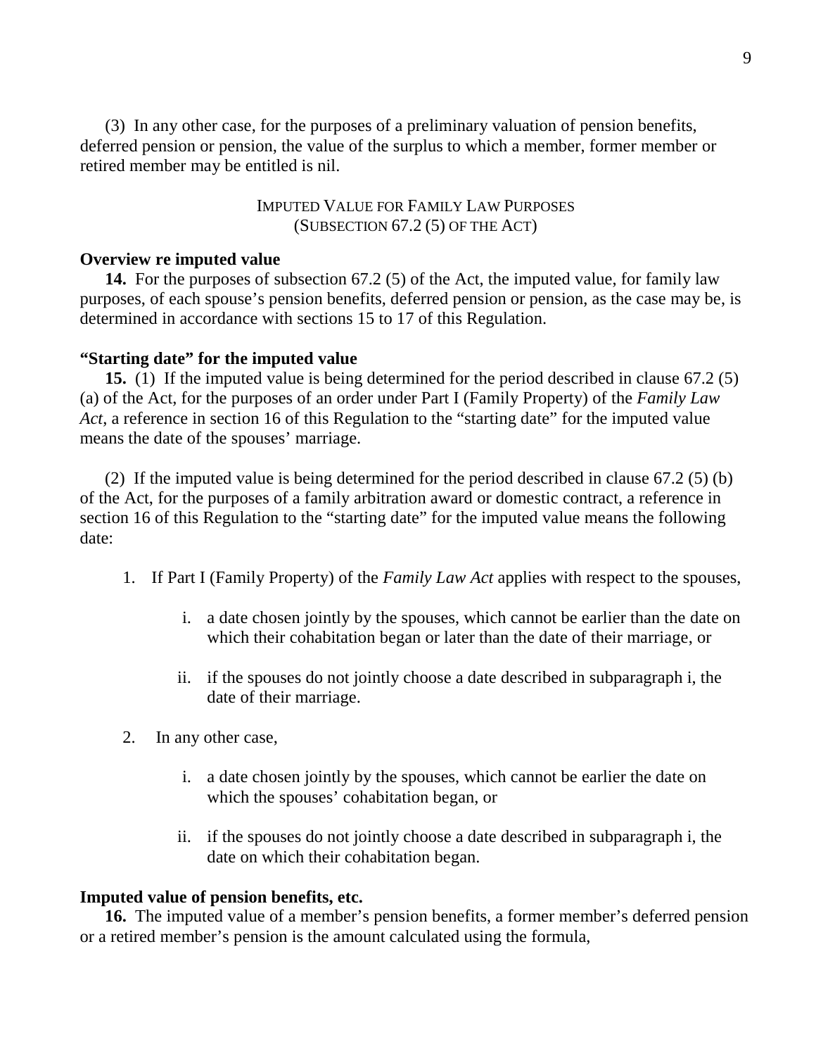(3) In any other case, for the purposes of a preliminary valuation of pension benefits, deferred pension or pension, the value of the surplus to which a member, former member or retired member may be entitled is nil.

## IMPUTED VALUE FOR FAMILY LAW PURPOSES (SUBSECTION 67.2 (5) OF THE ACT)

**Overview re imputed value**

**14.** For the purposes of subsection 67.2 (5) of the Act, the imputed value, for family law purposes, of each spouse's pension benefits, deferred pension or pension, as the case may be, is determined in accordance with sections 15 to 17 of this Regulation.

**"Starting date" for the imputed value**

**15.** (1) If the imputed value is being determined for the period described in clause 67.2 (5) (a) of the Act, for the purposes of an order under Part I (Family Property) of the *Family Law Act*, a reference in section 16 of this Regulation to the "starting date" for the imputed value means the date of the spouses' marriage.

(2) If the imputed value is being determined for the period described in clause 67.2 (5) (b) of the Act, for the purposes of a family arbitration award or domestic contract, a reference in section 16 of this Regulation to the "starting date" for the imputed value means the following date:

1. If Part I (Family Property) of the *Family Law Act* applies with respect to the spouses,
   i. a date chosen jointly by the spouses, which cannot be earlier than the date on which their cohabitation began or later than the date of their marriage, or
   ii. if the spouses do not jointly choose a date described in subparagraph i, the date of their marriage.
2. In any other case,
   i. a date chosen jointly by the spouses, which cannot be earlier the date on which the spouses' cohabitation began, or
   ii. if the spouses do not jointly choose a date described in subparagraph i, the date on which their cohabitation began.

**Imputed value of pension benefits, etc.**

**16.** The imputed value of a member's pension benefits, a former member's deferred pension or a retired member's pension is the amount calculated using the formula,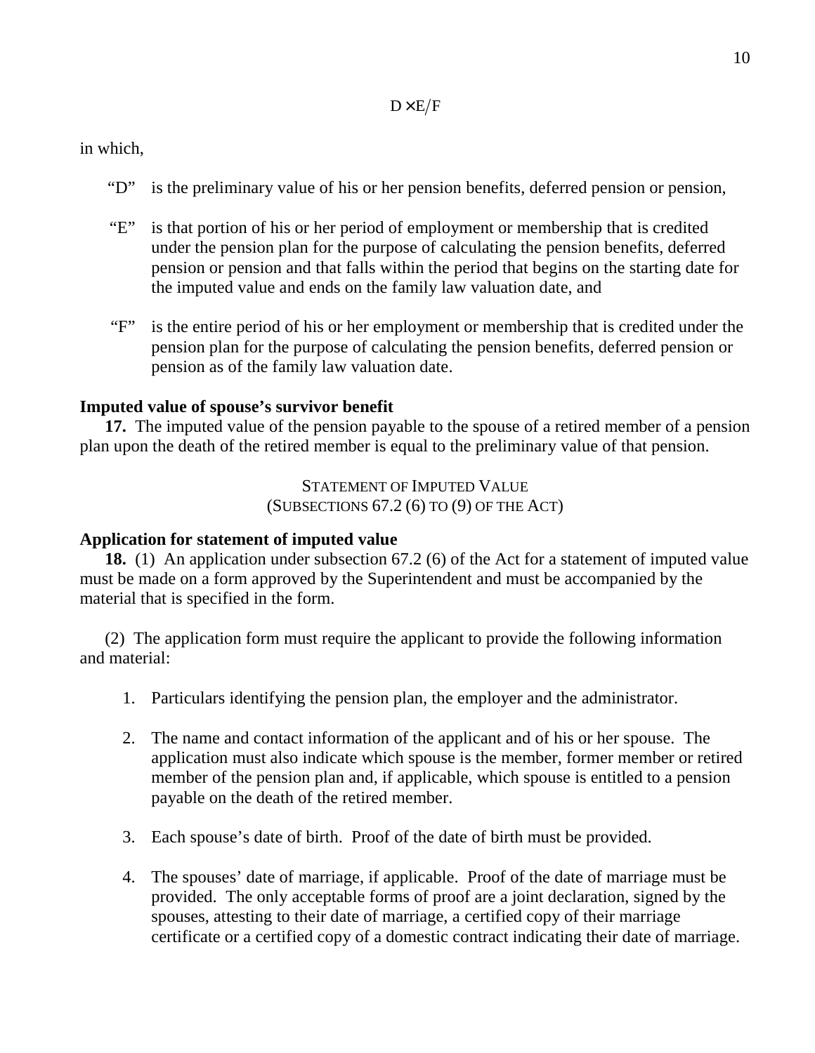$$D \times E/F$$

in which,

“D” is the preliminary value of his or her pension benefits, deferred pension or pension,

“E” is that portion of his or her period of employment or membership that is credited under the pension plan for the purpose of calculating the pension benefits, deferred pension or pension and that falls within the period that begins on the starting date for the imputed value and ends on the family law valuation date, and

“F” is the entire period of his or her employment or membership that is credited under the pension plan for the purpose of calculating the pension benefits, deferred pension or pension as of the family law valuation date.

**Imputed value of spouse’s survivor benefit**

**17.** The imputed value of the pension payable to the spouse of a retired member of a pension plan upon the death of the retired member is equal to the preliminary value of that pension.

STATEMENT OF IMPUTED VALUE
(SUBSECTIONS 67.2 (6) TO (9) OF THE ACT)

**Application for statement of imputed value**

**18.** (1) An application under subsection 67.2 (6) of the Act for a statement of imputed value must be made on a form approved by the Superintendent and must be accompanied by the material that is specified in the form.

(2) The application form must require the applicant to provide the following information and material:

1. Particulars identifying the pension plan, the employer and the administrator.

2. The name and contact information of the applicant and of his or her spouse. The application must also indicate which spouse is the member, former member or retired member of the pension plan and, if applicable, which spouse is entitled to a pension payable on the death of the retired member.

3. Each spouse’s date of birth. Proof of the date of birth must be provided.

4. The spouses’ date of marriage, if applicable. Proof of the date of marriage must be provided. The only acceptable forms of proof are a joint declaration, signed by the spouses, attesting to their date of marriage, a certified copy of their marriage certificate or a certified copy of a domestic contract indicating their date of marriage.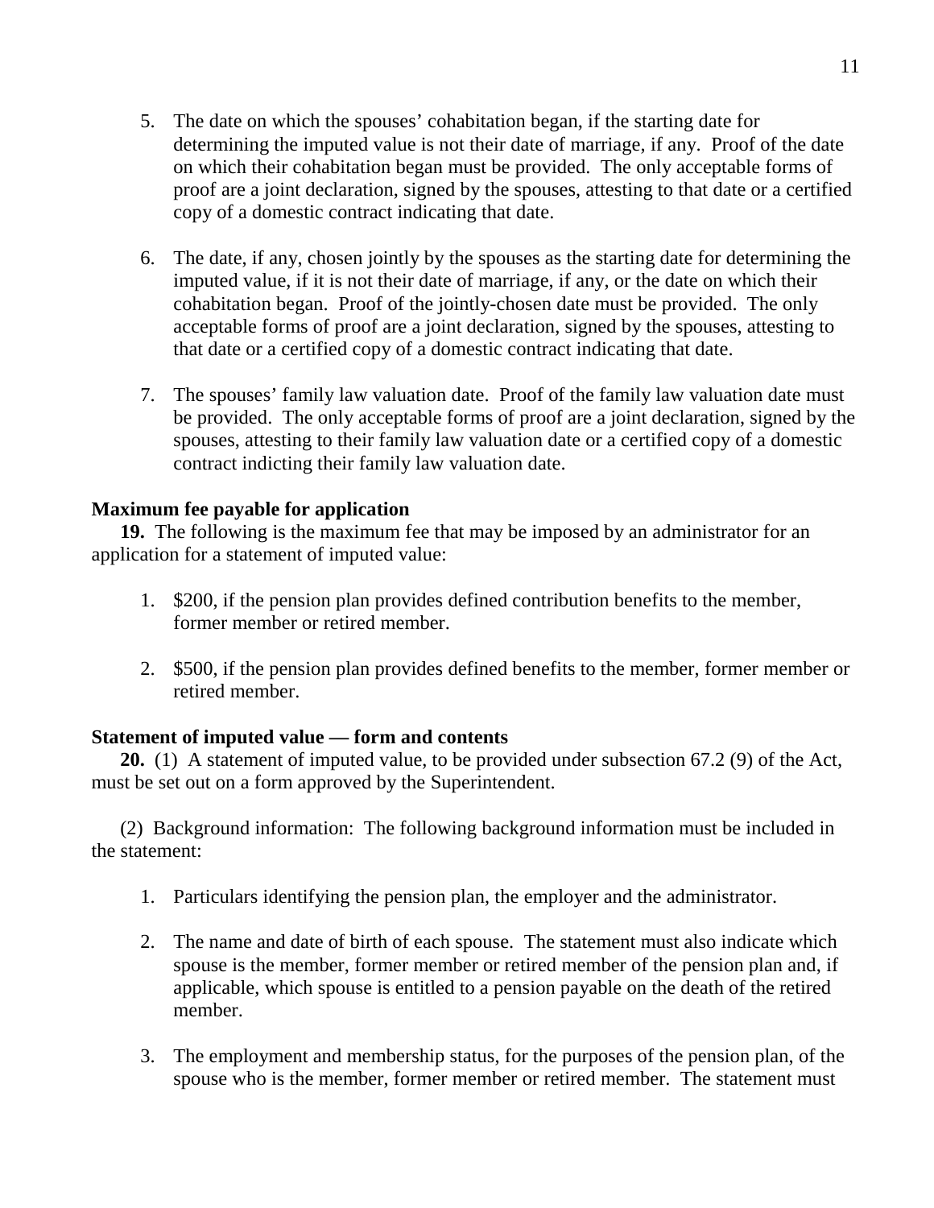5. The date on which the spouses' cohabitation began, if the starting date for determining the imputed value is not their date of marriage, if any. Proof of the date on which their cohabitation began must be provided. The only acceptable forms of proof are a joint declaration, signed by the spouses, attesting to that date or a certified copy of a domestic contract indicating that date.

6. The date, if any, chosen jointly by the spouses as the starting date for determining the imputed value, if it is not their date of marriage, if any, or the date on which their cohabitation began. Proof of the jointly-chosen date must be provided. The only acceptable forms of proof are a joint declaration, signed by the spouses, attesting to that date or a certified copy of a domestic contract indicating that date.

7. The spouses' family law valuation date. Proof of the family law valuation date must be provided. The only acceptable forms of proof are a joint declaration, signed by the spouses, attesting to their family law valuation date or a certified copy of a domestic contract indicting their family law valuation date.

**Maximum fee payable for application**

**19.** The following is the maximum fee that may be imposed by an administrator for an application for a statement of imputed value:

1. $200, if the pension plan provides defined contribution benefits to the member, former member or retired member.

2. $500, if the pension plan provides defined benefits to the member, former member or retired member.

**Statement of imputed value — form and contents**

**20.** (1) A statement of imputed value, to be provided under subsection 67.2 (9) of the Act, must be set out on a form approved by the Superintendent.

(2) Background information: The following background information must be included in the statement:

1. Particulars identifying the pension plan, the employer and the administrator.

2. The name and date of birth of each spouse. The statement must also indicate which spouse is the member, former member or retired member of the pension plan and, if applicable, which spouse is entitled to a pension payable on the death of the retired member.

3. The employment and membership status, for the purposes of the pension plan, of the spouse who is the member, former member or retired member. The statement must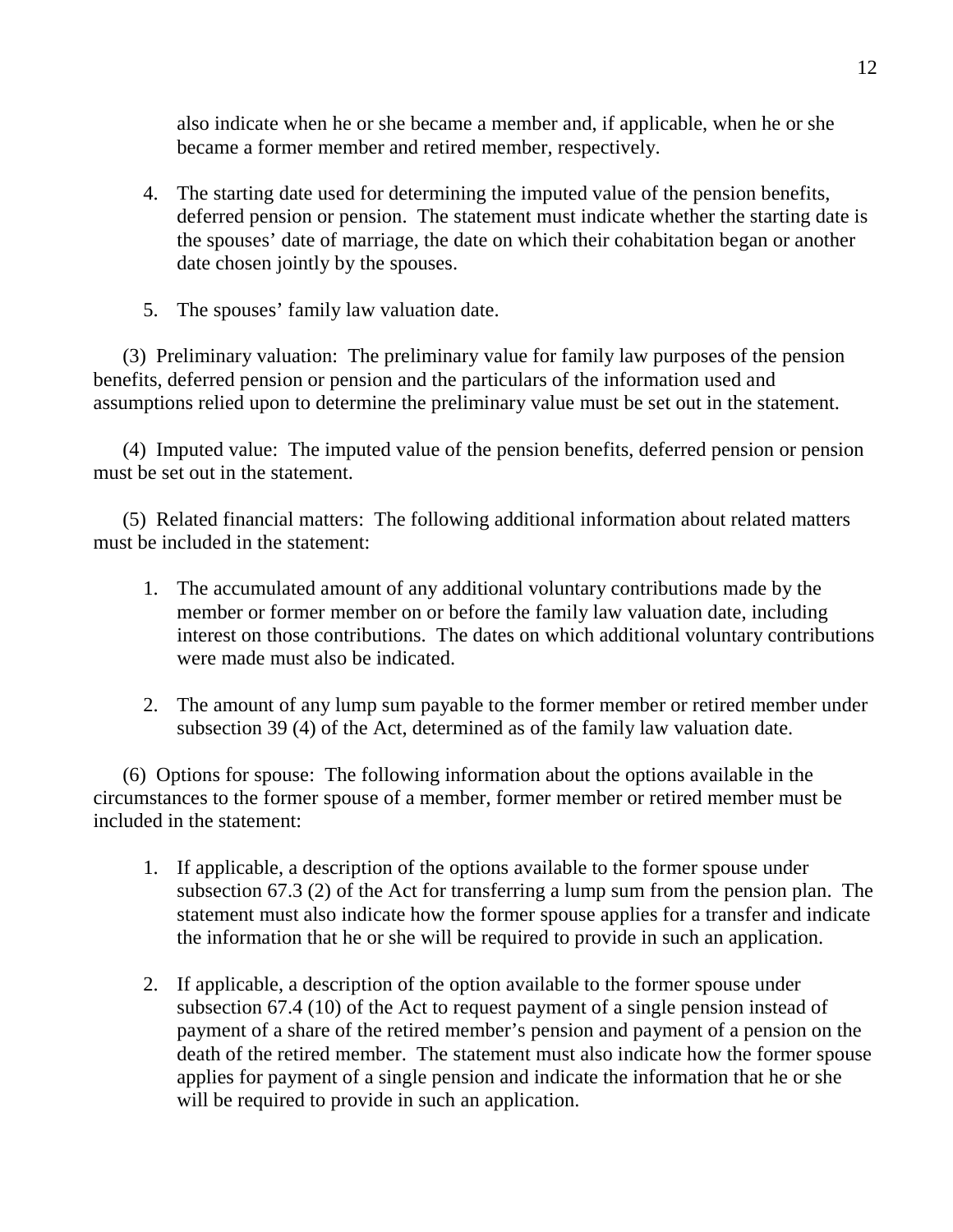also indicate when he or she became a member and, if applicable, when he or she became a former member and retired member, respectively.

4. The starting date used for determining the imputed value of the pension benefits, deferred pension or pension. The statement must indicate whether the starting date is the spouses' date of marriage, the date on which their cohabitation began or another date chosen jointly by the spouses.

5. The spouses' family law valuation date.

(3) Preliminary valuation: The preliminary value for family law purposes of the pension benefits, deferred pension or pension and the particulars of the information used and assumptions relied upon to determine the preliminary value must be set out in the statement.

(4) Imputed value: The imputed value of the pension benefits, deferred pension or pension must be set out in the statement.

(5) Related financial matters: The following additional information about related matters must be included in the statement:

1. The accumulated amount of any additional voluntary contributions made by the member or former member on or before the family law valuation date, including interest on those contributions. The dates on which additional voluntary contributions were made must also be indicated.

2. The amount of any lump sum payable to the former member or retired member under subsection 39 (4) of the Act, determined as of the family law valuation date.

(6) Options for spouse: The following information about the options available in the circumstances to the former spouse of a member, former member or retired member must be included in the statement:

1. If applicable, a description of the options available to the former spouse under subsection 67.3 (2) of the Act for transferring a lump sum from the pension plan. The statement must also indicate how the former spouse applies for a transfer and indicate the information that he or she will be required to provide in such an application.

2. If applicable, a description of the option available to the former spouse under subsection 67.4 (10) of the Act to request payment of a single pension instead of payment of a share of the retired member's pension and payment of a pension on the death of the retired member. The statement must also indicate how the former spouse applies for payment of a single pension and indicate the information that he or she will be required to provide in such an application.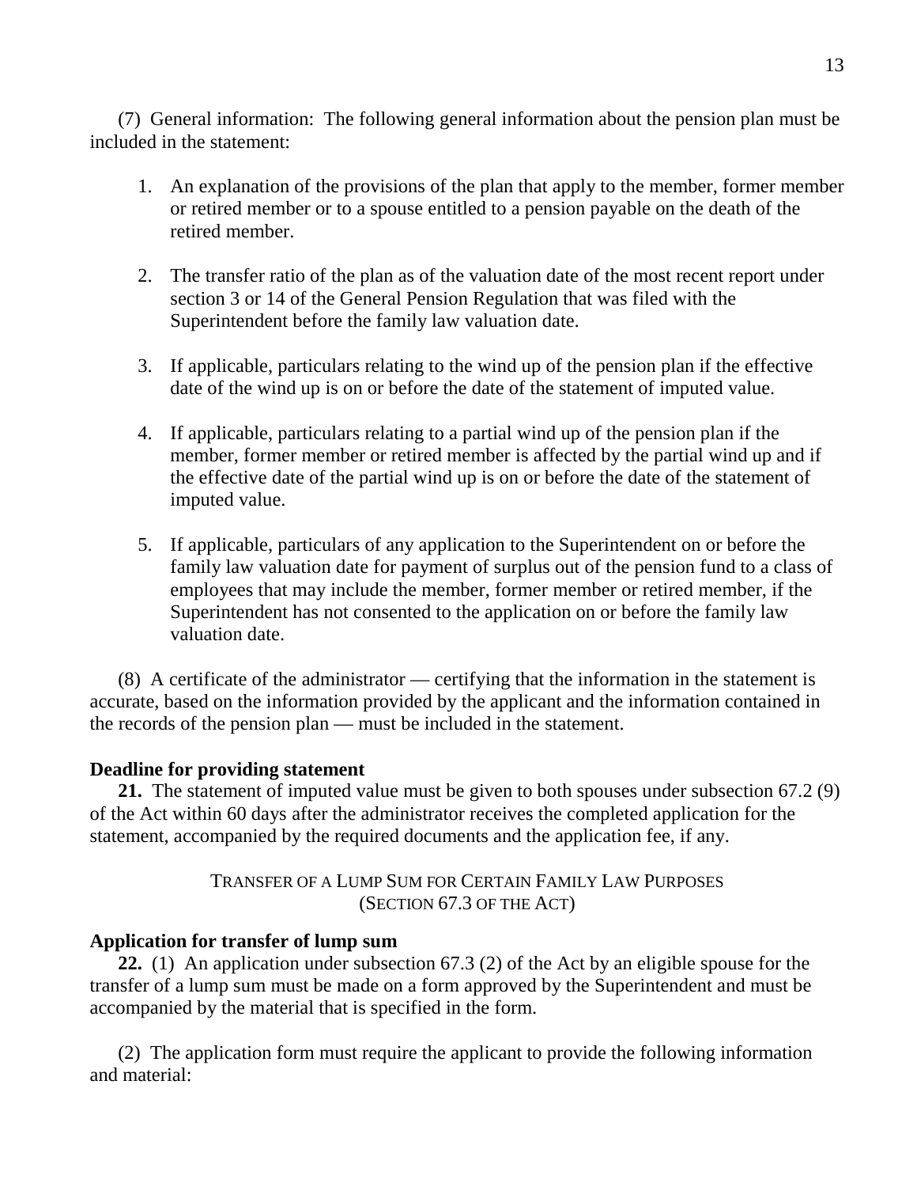(7) General information: The following general information about the pension plan must be included in the statement:

1. An explanation of the provisions of the plan that apply to the member, former member or retired member or to a spouse entitled to a pension payable on the death of the retired member.

2. The transfer ratio of the plan as of the valuation date of the most recent report under section 3 or 14 of the General Pension Regulation that was filed with the Superintendent before the family law valuation date.

3. If applicable, particulars relating to the wind up of the pension plan if the effective date of the wind up is on or before the date of the statement of imputed value.

4. If applicable, particulars relating to a partial wind up of the pension plan if the member, former member or retired member is affected by the partial wind up and if the effective date of the partial wind up is on or before the date of the statement of imputed value.

5. If applicable, particulars of any application to the Superintendent on or before the family law valuation date for payment of surplus out of the pension fund to a class of employees that may include the member, former member or retired member, if the Superintendent has not consented to the application on or before the family law valuation date.

(8) A certificate of the administrator — certifying that the information in the statement is accurate, based on the information provided by the applicant and the information contained in the records of the pension plan — must be included in the statement.

**Deadline for providing statement**

**21.** The statement of imputed value must be given to both spouses under subsection 67.2 (9) of the Act within 60 days after the administrator receives the completed application for the statement, accompanied by the required documents and the application fee, if any.

## TRANSFER OF A LUMP SUM FOR CERTAIN FAMILY LAW PURPOSES (SECTION 67.3 OF THE ACT)

**Application for transfer of lump sum**

**22.** (1) An application under subsection 67.3 (2) of the Act by an eligible spouse for the transfer of a lump sum must be made on a form approved by the Superintendent and must be accompanied by the material that is specified in the form.

(2) The application form must require the applicant to provide the following information and material: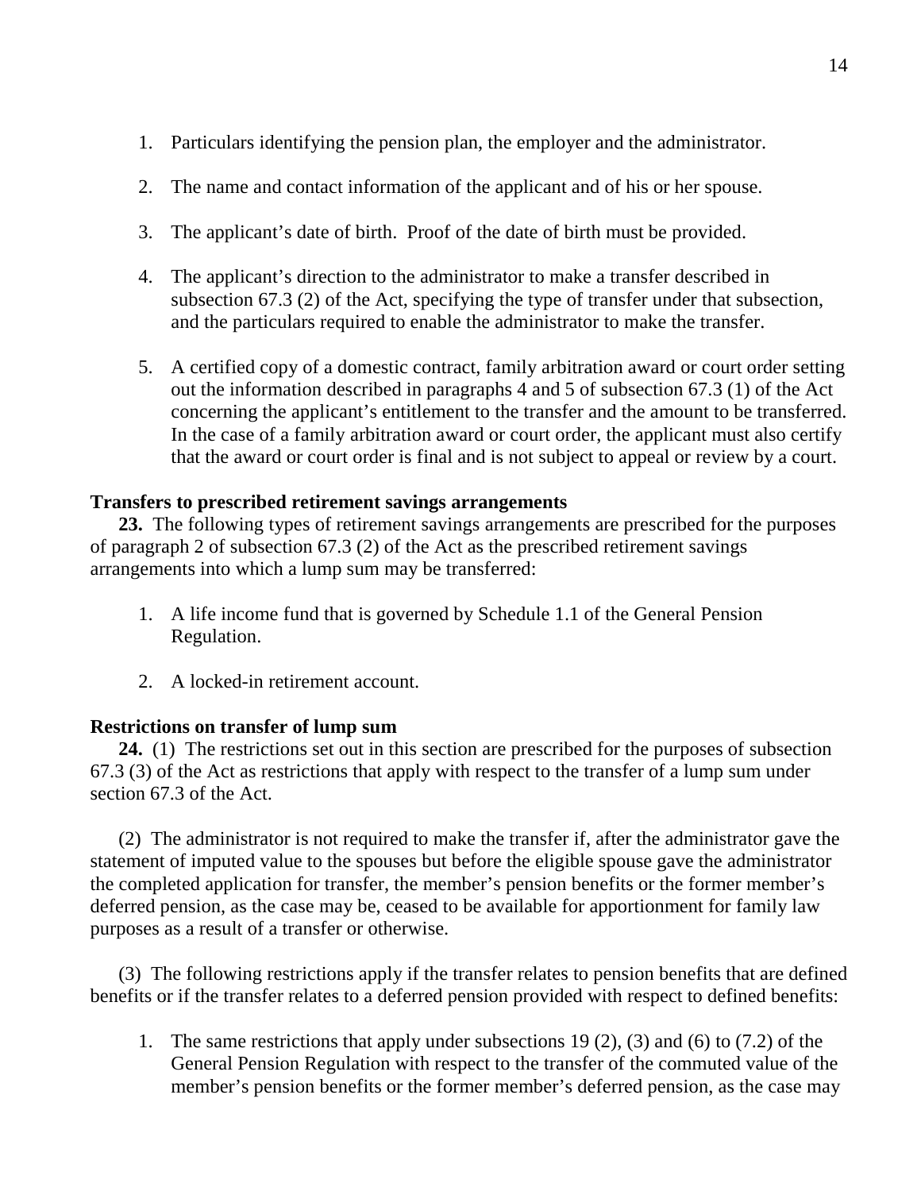1. Particulars identifying the pension plan, the employer and the administrator.

2. The name and contact information of the applicant and of his or her spouse.

3. The applicant's date of birth. Proof of the date of birth must be provided.

4. The applicant's direction to the administrator to make a transfer described in subsection 67.3 (2) of the Act, specifying the type of transfer under that subsection, and the particulars required to enable the administrator to make the transfer.

5. A certified copy of a domestic contract, family arbitration award or court order setting out the information described in paragraphs 4 and 5 of subsection 67.3 (1) of the Act concerning the applicant's entitlement to the transfer and the amount to be transferred. In the case of a family arbitration award or court order, the applicant must also certify that the award or court order is final and is not subject to appeal or review by a court.

**Transfers to prescribed retirement savings arrangements**

**23.** The following types of retirement savings arrangements are prescribed for the purposes of paragraph 2 of subsection 67.3 (2) of the Act as the prescribed retirement savings arrangements into which a lump sum may be transferred:

1. A life income fund that is governed by Schedule 1.1 of the General Pension Regulation.

2. A locked-in retirement account.

**Restrictions on transfer of lump sum**

**24.** (1) The restrictions set out in this section are prescribed for the purposes of subsection 67.3 (3) of the Act as restrictions that apply with respect to the transfer of a lump sum under section 67.3 of the Act.

(2) The administrator is not required to make the transfer if, after the administrator gave the statement of imputed value to the spouses but before the eligible spouse gave the administrator the completed application for transfer, the member's pension benefits or the former member's deferred pension, as the case may be, ceased to be available for apportionment for family law purposes as a result of a transfer or otherwise.

(3) The following restrictions apply if the transfer relates to pension benefits that are defined benefits or if the transfer relates to a deferred pension provided with respect to defined benefits:

1. The same restrictions that apply under subsections 19 (2), (3) and (6) to (7.2) of the General Pension Regulation with respect to the transfer of the commuted value of the member's pension benefits or the former member's deferred pension, as the case may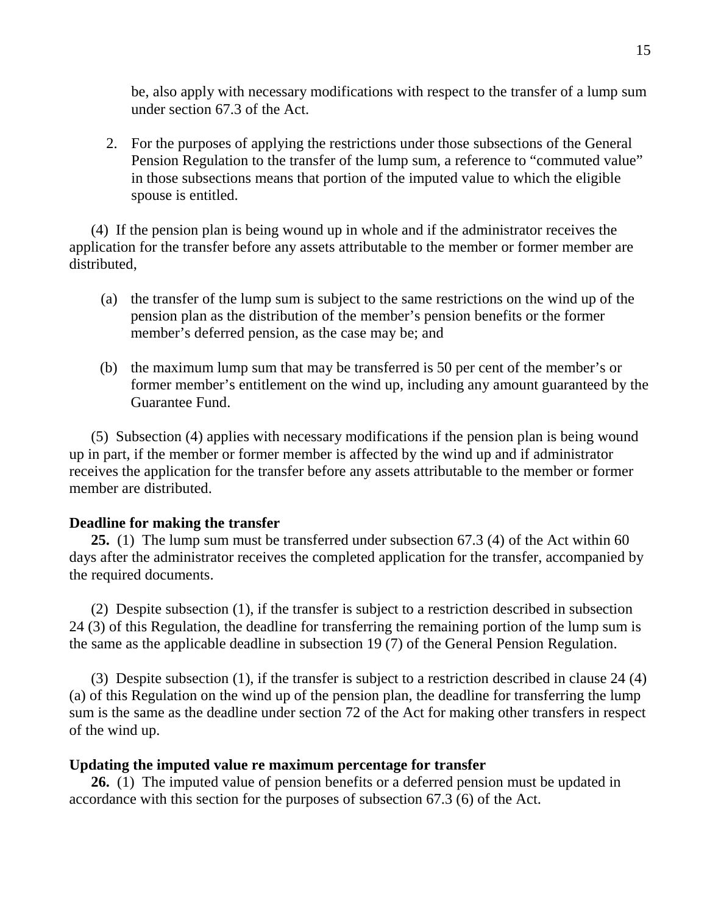be, also apply with necessary modifications with respect to the transfer of a lump sum under section 67.3 of the Act.

2. For the purposes of applying the restrictions under those subsections of the General Pension Regulation to the transfer of the lump sum, a reference to "commuted value" in those subsections means that portion of the imputed value to which the eligible spouse is entitled.

(4) If the pension plan is being wound up in whole and if the administrator receives the application for the transfer before any assets attributable to the member or former member are distributed,

(a) the transfer of the lump sum is subject to the same restrictions on the wind up of the pension plan as the distribution of the member's pension benefits or the former member's deferred pension, as the case may be; and

(b) the maximum lump sum that may be transferred is 50 per cent of the member's or former member's entitlement on the wind up, including any amount guaranteed by the Guarantee Fund.

(5) Subsection (4) applies with necessary modifications if the pension plan is being wound up in part, if the member or former member is affected by the wind up and if administrator receives the application for the transfer before any assets attributable to the member or former member are distributed.

**Deadline for making the transfer**

**25.** (1) The lump sum must be transferred under subsection 67.3 (4) of the Act within 60 days after the administrator receives the completed application for the transfer, accompanied by the required documents.

(2) Despite subsection (1), if the transfer is subject to a restriction described in subsection 24 (3) of this Regulation, the deadline for transferring the remaining portion of the lump sum is the same as the applicable deadline in subsection 19 (7) of the General Pension Regulation.

(3) Despite subsection (1), if the transfer is subject to a restriction described in clause 24 (4) (a) of this Regulation on the wind up of the pension plan, the deadline for transferring the lump sum is the same as the deadline under section 72 of the Act for making other transfers in respect of the wind up.

**Updating the imputed value re maximum percentage for transfer**

**26.** (1) The imputed value of pension benefits or a deferred pension must be updated in accordance with this section for the purposes of subsection 67.3 (6) of the Act.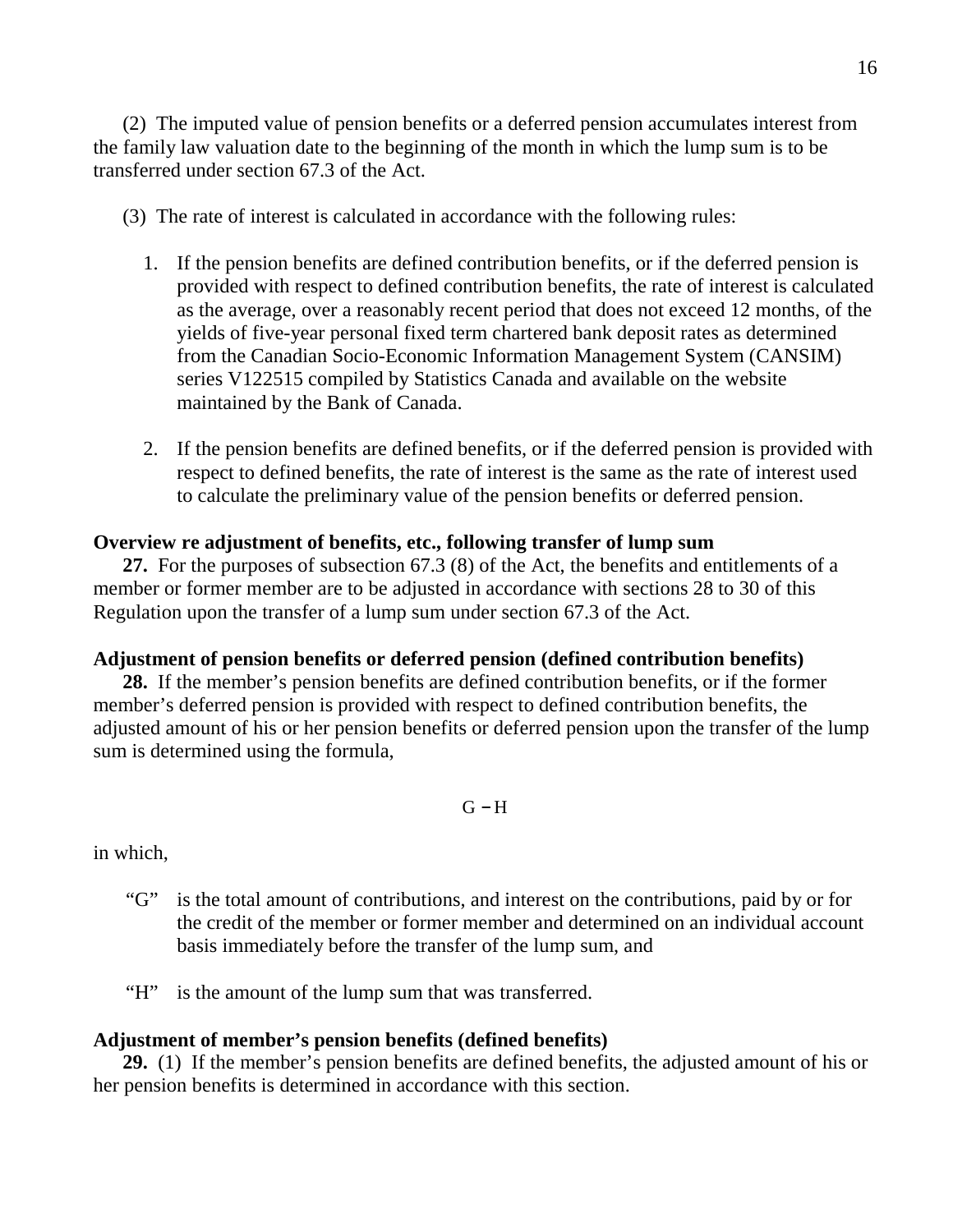(2) The imputed value of pension benefits or a deferred pension accumulates interest from the family law valuation date to the beginning of the month in which the lump sum is to be transferred under section 67.3 of the Act.

(3) The rate of interest is calculated in accordance with the following rules:

1. If the pension benefits are defined contribution benefits, or if the deferred pension is provided with respect to defined contribution benefits, the rate of interest is calculated as the average, over a reasonably recent period that does not exceed 12 months, of the yields of five-year personal fixed term chartered bank deposit rates as determined from the Canadian Socio-Economic Information Management System (CANSIM) series V122515 compiled by Statistics Canada and available on the website maintained by the Bank of Canada.

2. If the pension benefits are defined benefits, or if the deferred pension is provided with respect to defined benefits, the rate of interest is the same as the rate of interest used to calculate the preliminary value of the pension benefits or deferred pension.

**Overview re adjustment of benefits, etc., following transfer of lump sum**

**27.** For the purposes of subsection 67.3 (8) of the Act, the benefits and entitlements of a member or former member are to be adjusted in accordance with sections 28 to 30 of this Regulation upon the transfer of a lump sum under section 67.3 of the Act.

**Adjustment of pension benefits or deferred pension (defined contribution benefits)**

**28.** If the member's pension benefits are defined contribution benefits, or if the former member's deferred pension is provided with respect to defined contribution benefits, the adjusted amount of his or her pension benefits or deferred pension upon the transfer of the lump sum is determined using the formula,

$$G - H$$

in which,

"G" is the total amount of contributions, and interest on the contributions, paid by or for the credit of the member or former member and determined on an individual account basis immediately before the transfer of the lump sum, and

"H" is the amount of the lump sum that was transferred.

**Adjustment of member's pension benefits (defined benefits)**

**29.** (1) If the member's pension benefits are defined benefits, the adjusted amount of his or her pension benefits is determined in accordance with this section.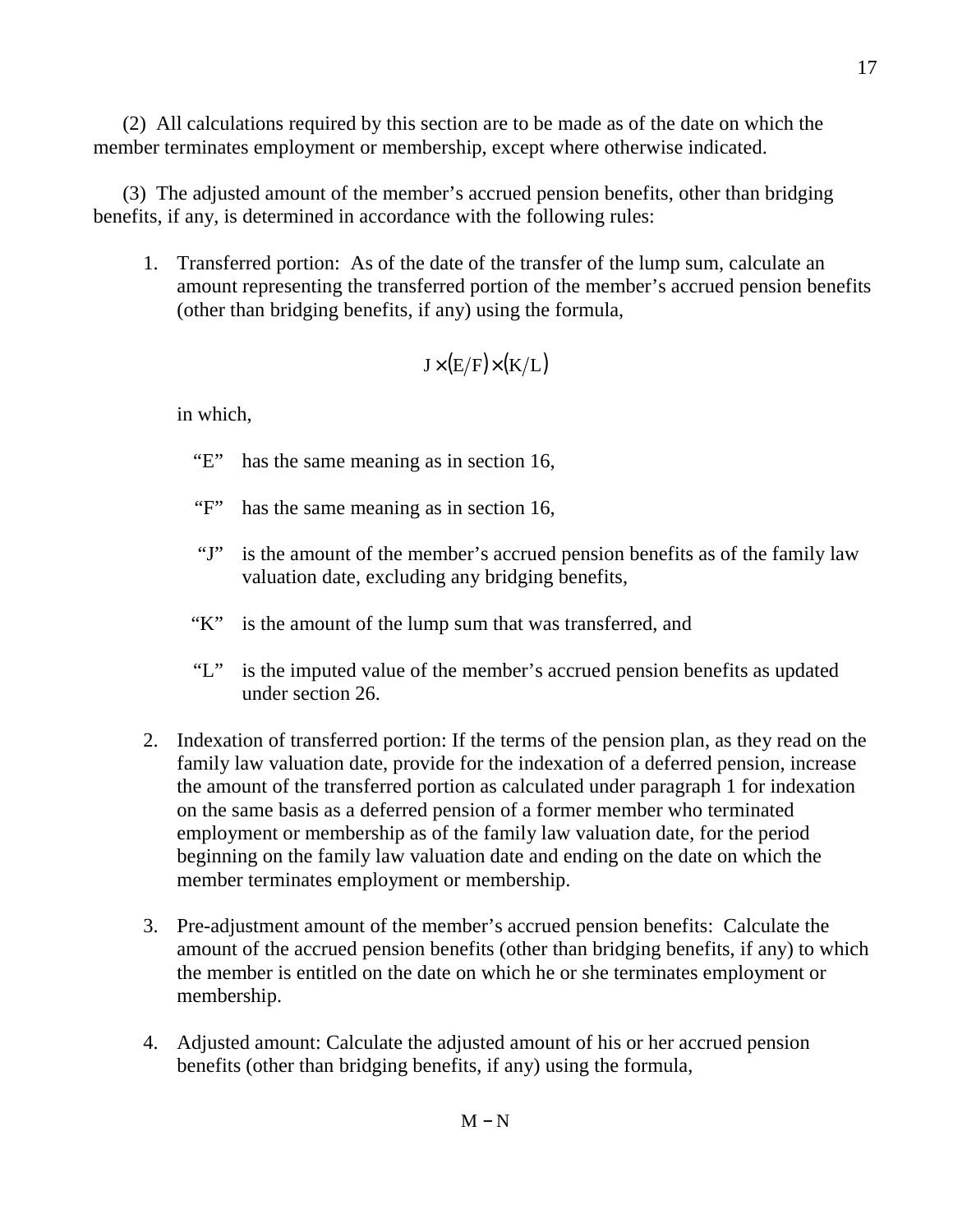(2) All calculations required by this section are to be made as of the date on which the member terminates employment or membership, except where otherwise indicated.

(3) The adjusted amount of the member's accrued pension benefits, other than bridging benefits, if any, is determined in accordance with the following rules:

1. Transferred portion: As of the date of the transfer of the lump sum, calculate an amount representing the transferred portion of the member's accrued pension benefits (other than bridging benefits, if any) using the formula,

   $$J \times (E/F) \times (K/L)$$

   in which,

   "E" has the same meaning as in section 16,

   "F" has the same meaning as in section 16,

   "J" is the amount of the member's accrued pension benefits as of the family law valuation date, excluding any bridging benefits,

   "K" is the amount of the lump sum that was transferred, and

   "L" is the imputed value of the member's accrued pension benefits as updated under section 26.

2. Indexation of transferred portion: If the terms of the pension plan, as they read on the family law valuation date, provide for the indexation of a deferred pension, increase the amount of the transferred portion as calculated under paragraph 1 for indexation on the same basis as a deferred pension of a former member who terminated employment or membership as of the family law valuation date, for the period beginning on the family law valuation date and ending on the date on which the member terminates employment or membership.

3. Pre-adjustment amount of the member's accrued pension benefits: Calculate the amount of the accrued pension benefits (other than bridging benefits, if any) to which the member is entitled on the date on which he or she terminates employment or membership.

4. Adjusted amount: Calculate the adjusted amount of his or her accrued pension benefits (other than bridging benefits, if any) using the formula,

   $$M - N$$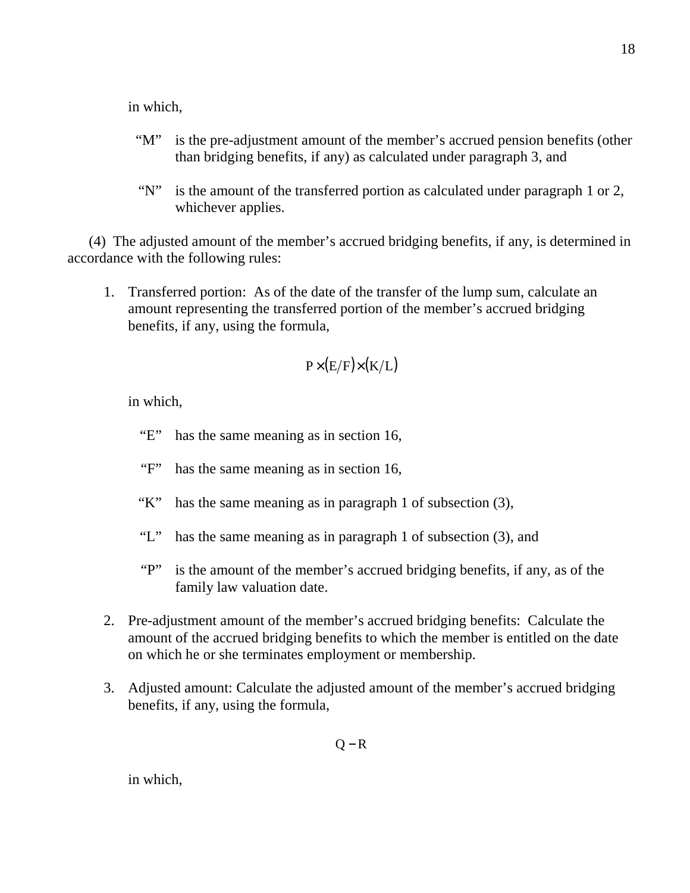in which,

"M" is the pre-adjustment amount of the member's accrued pension benefits (other than bridging benefits, if any) as calculated under paragraph 3, and

"N" is the amount of the transferred portion as calculated under paragraph 1 or 2, whichever applies.

(4) The adjusted amount of the member's accrued bridging benefits, if any, is determined in accordance with the following rules:

1. Transferred portion: As of the date of the transfer of the lump sum, calculate an amount representing the transferred portion of the member's accrued bridging benefits, if any, using the formula,

$$P \times (E/F) \times (K/L)$$

in which,

"E" has the same meaning as in section 16,

"F" has the same meaning as in section 16,

"K" has the same meaning as in paragraph 1 of subsection (3),

"L" has the same meaning as in paragraph 1 of subsection (3), and

"P" is the amount of the member's accrued bridging benefits, if any, as of the family law valuation date.

2. Pre-adjustment amount of the member's accrued bridging benefits: Calculate the amount of the accrued bridging benefits to which the member is entitled on the date on which he or she terminates employment or membership.

3. Adjusted amount: Calculate the adjusted amount of the member's accrued bridging benefits, if any, using the formula,

$$Q - R$$

in which,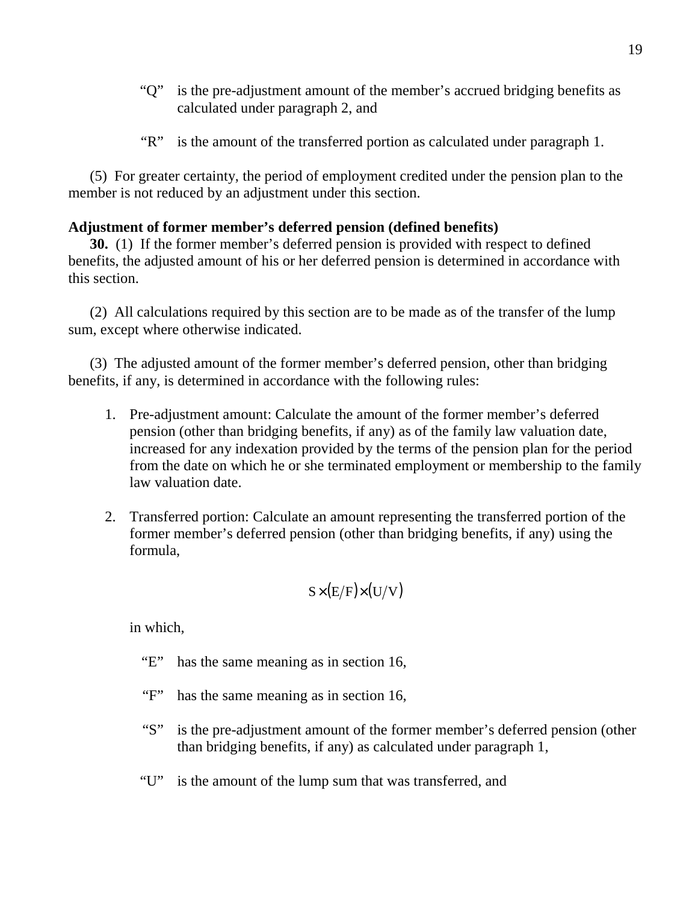"Q" is the pre-adjustment amount of the member's accrued bridging benefits as calculated under paragraph 2, and

"R" is the amount of the transferred portion as calculated under paragraph 1.

(5) For greater certainty, the period of employment credited under the pension plan to the member is not reduced by an adjustment under this section.

**Adjustment of former member's deferred pension (defined benefits)**

**30.** (1) If the former member's deferred pension is provided with respect to defined benefits, the adjusted amount of his or her deferred pension is determined in accordance with this section.

(2) All calculations required by this section are to be made as of the transfer of the lump sum, except where otherwise indicated.

(3) The adjusted amount of the former member's deferred pension, other than bridging benefits, if any, is determined in accordance with the following rules:

1. Pre-adjustment amount: Calculate the amount of the former member's deferred pension (other than bridging benefits, if any) as of the family law valuation date, increased for any indexation provided by the terms of the pension plan for the period from the date on which he or she terminated employment or membership to the family law valuation date.

2. Transferred portion: Calculate an amount representing the transferred portion of the former member's deferred pension (other than bridging benefits, if any) using the formula,

$$S \times (E/F) \times (U/V)$$

in which,

"E" has the same meaning as in section 16,

"F" has the same meaning as in section 16,

"S" is the pre-adjustment amount of the former member's deferred pension (other than bridging benefits, if any) as calculated under paragraph 1,

"U" is the amount of the lump sum that was transferred, and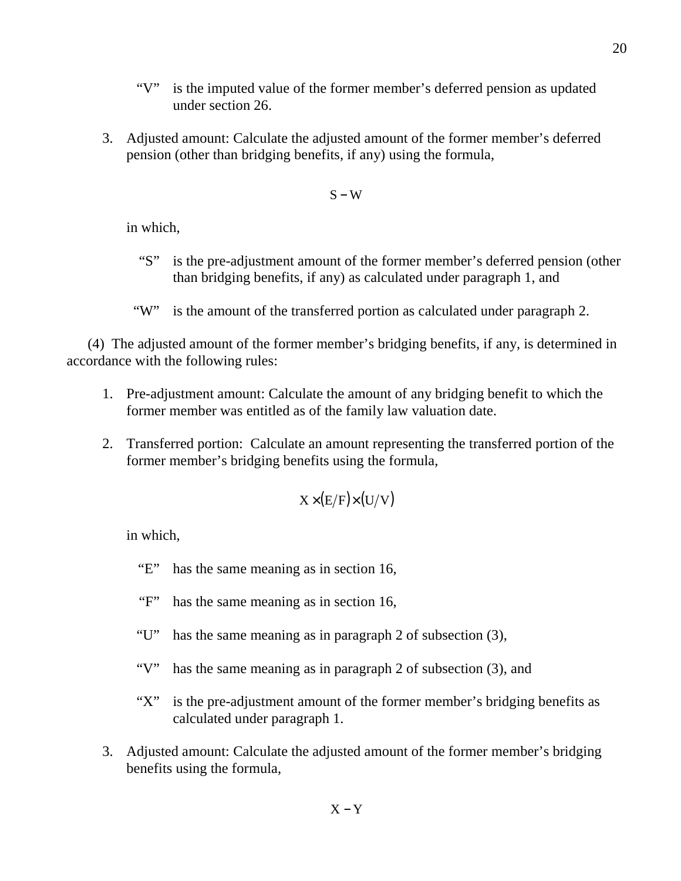"V" is the imputed value of the former member's deferred pension as updated under section 26.

3. Adjusted amount: Calculate the adjusted amount of the former member's deferred pension (other than bridging benefits, if any) using the formula,

$$S - W$$

in which,

"S" is the pre-adjustment amount of the former member's deferred pension (other than bridging benefits, if any) as calculated under paragraph 1, and

"W" is the amount of the transferred portion as calculated under paragraph 2.

(4) The adjusted amount of the former member's bridging benefits, if any, is determined in accordance with the following rules:

1. Pre-adjustment amount: Calculate the amount of any bridging benefit to which the former member was entitled as of the family law valuation date.

2. Transferred portion: Calculate an amount representing the transferred portion of the former member's bridging benefits using the formula,

$$X \times (E/F) \times (U/V)$$

in which,

"E" has the same meaning as in section 16,

"F" has the same meaning as in section 16,

"U" has the same meaning as in paragraph 2 of subsection (3),

"V" has the same meaning as in paragraph 2 of subsection (3), and

"X" is the pre-adjustment amount of the former member's bridging benefits as calculated under paragraph 1.

3. Adjusted amount: Calculate the adjusted amount of the former member's bridging benefits using the formula,

$$X - Y$$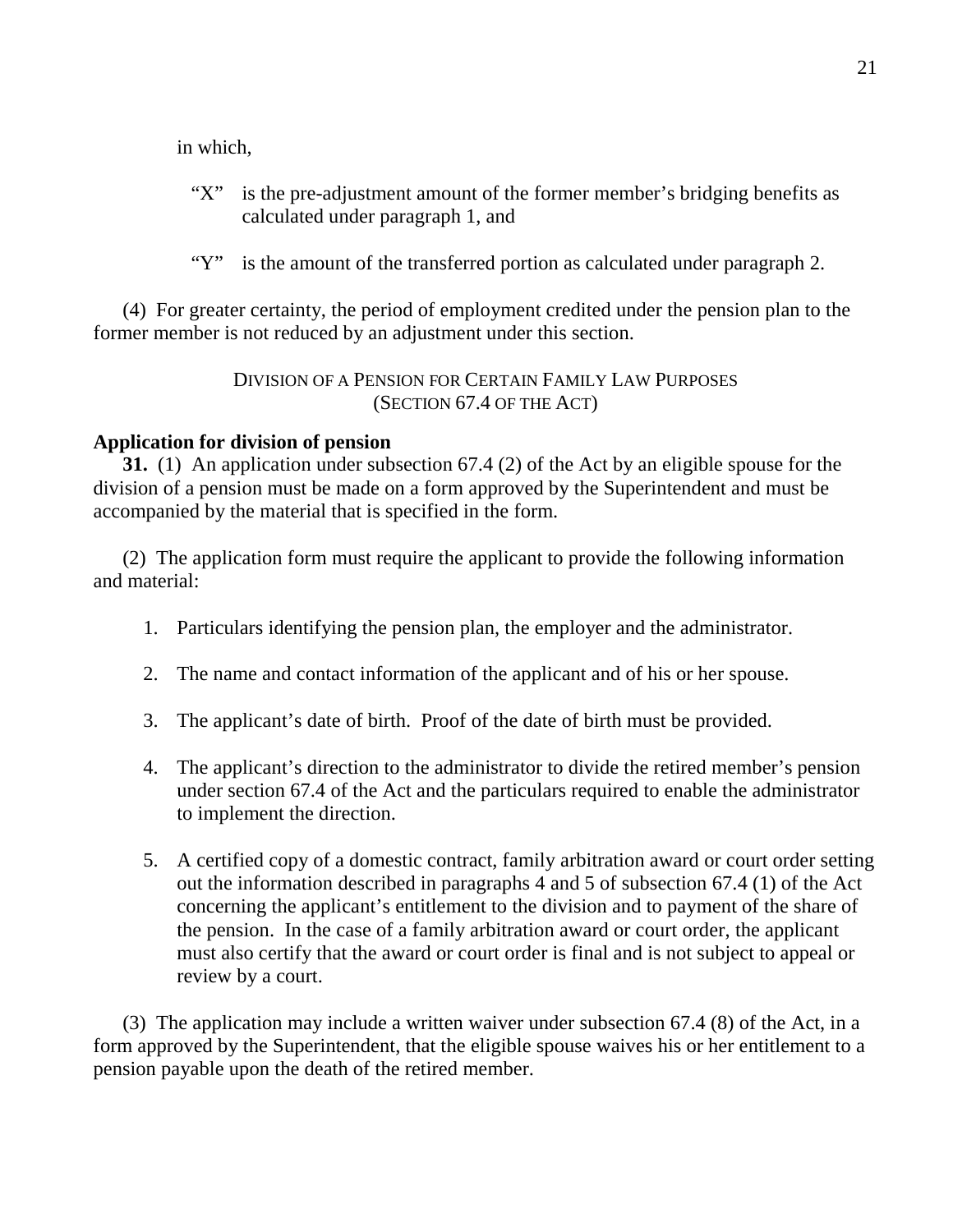in which,

“X” is the pre-adjustment amount of the former member’s bridging benefits as calculated under paragraph 1, and

“Y” is the amount of the transferred portion as calculated under paragraph 2.

(4) For greater certainty, the period of employment credited under the pension plan to the former member is not reduced by an adjustment under this section.

### DIVISION OF A PENSION FOR CERTAIN FAMILY LAW PURPOSES (SECTION 67.4 OF THE ACT)

**Application for division of pension**

**31.** (1) An application under subsection 67.4 (2) of the Act by an eligible spouse for the division of a pension must be made on a form approved by the Superintendent and must be accompanied by the material that is specified in the form.

(2) The application form must require the applicant to provide the following information and material:

1. Particulars identifying the pension plan, the employer and the administrator.

2. The name and contact information of the applicant and of his or her spouse.

3. The applicant’s date of birth. Proof of the date of birth must be provided.

4. The applicant’s direction to the administrator to divide the retired member’s pension under section 67.4 of the Act and the particulars required to enable the administrator to implement the direction.

5. A certified copy of a domestic contract, family arbitration award or court order setting out the information described in paragraphs 4 and 5 of subsection 67.4 (1) of the Act concerning the applicant’s entitlement to the division and to payment of the share of the pension. In the case of a family arbitration award or court order, the applicant must also certify that the award or court order is final and is not subject to appeal or review by a court.

(3) The application may include a written waiver under subsection 67.4 (8) of the Act, in a form approved by the Superintendent, that the eligible spouse waives his or her entitlement to a pension payable upon the death of the retired member.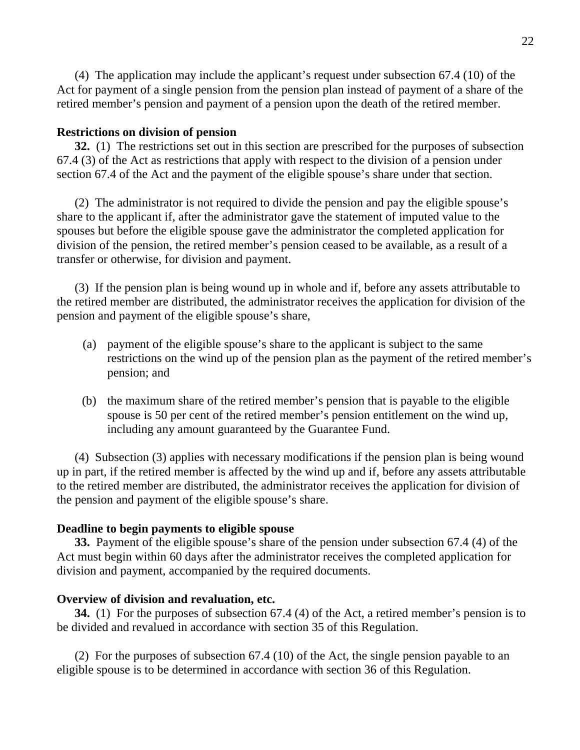(4) The application may include the applicant's request under subsection 67.4 (10) of the Act for payment of a single pension from the pension plan instead of payment of a share of the retired member's pension and payment of a pension upon the death of the retired member.

**Restrictions on division of pension**

**32.** (1) The restrictions set out in this section are prescribed for the purposes of subsection 67.4 (3) of the Act as restrictions that apply with respect to the division of a pension under section 67.4 of the Act and the payment of the eligible spouse's share under that section.

(2) The administrator is not required to divide the pension and pay the eligible spouse's share to the applicant if, after the administrator gave the statement of imputed value to the spouses but before the eligible spouse gave the administrator the completed application for division of the pension, the retired member's pension ceased to be available, as a result of a transfer or otherwise, for division and payment.

(3) If the pension plan is being wound up in whole and if, before any assets attributable to the retired member are distributed, the administrator receives the application for division of the pension and payment of the eligible spouse's share,

(a) payment of the eligible spouse's share to the applicant is subject to the same restrictions on the wind up of the pension plan as the payment of the retired member's pension; and

(b) the maximum share of the retired member's pension that is payable to the eligible spouse is 50 per cent of the retired member's pension entitlement on the wind up, including any amount guaranteed by the Guarantee Fund.

(4) Subsection (3) applies with necessary modifications if the pension plan is being wound up in part, if the retired member is affected by the wind up and if, before any assets attributable to the retired member are distributed, the administrator receives the application for division of the pension and payment of the eligible spouse's share.

**Deadline to begin payments to eligible spouse**

**33.** Payment of the eligible spouse's share of the pension under subsection 67.4 (4) of the Act must begin within 60 days after the administrator receives the completed application for division and payment, accompanied by the required documents.

**Overview of division and revaluation, etc.**

**34.** (1) For the purposes of subsection 67.4 (4) of the Act, a retired member's pension is to be divided and revalued in accordance with section 35 of this Regulation.

(2) For the purposes of subsection 67.4 (10) of the Act, the single pension payable to an eligible spouse is to be determined in accordance with section 36 of this Regulation.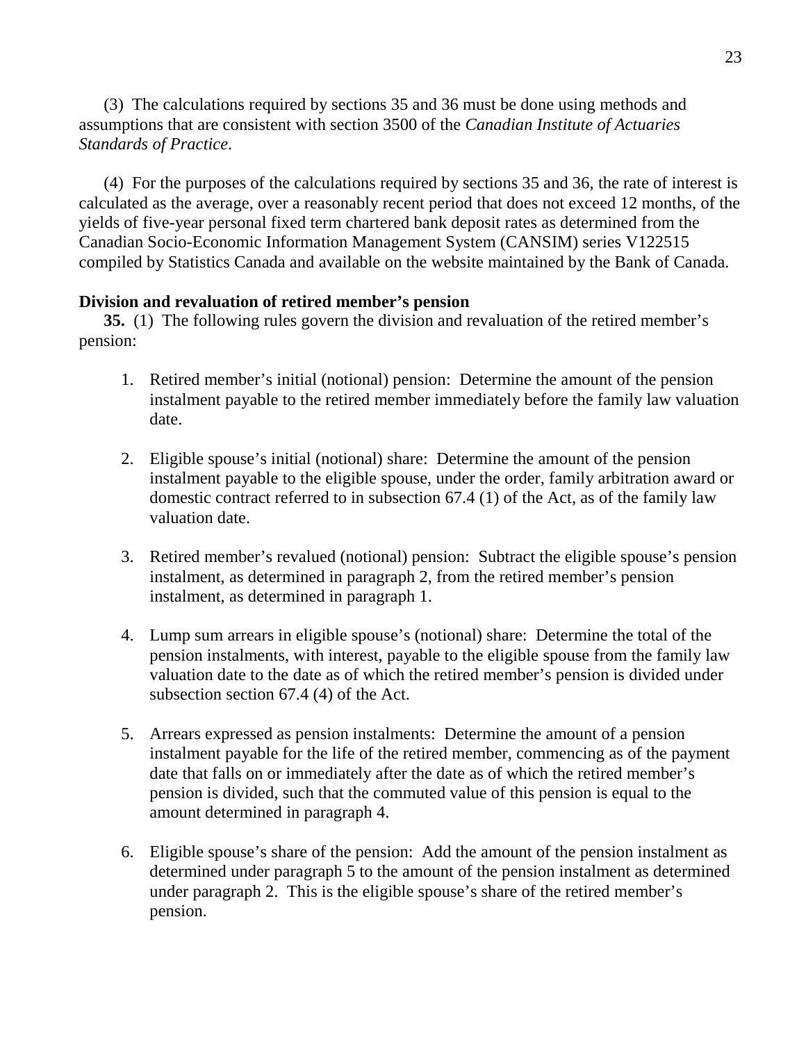(3) The calculations required by sections 35 and 36 must be done using methods and assumptions that are consistent with section 3500 of the *Canadian Institute of Actuaries Standards of Practice*.

(4) For the purposes of the calculations required by sections 35 and 36, the rate of interest is calculated as the average, over a reasonably recent period that does not exceed 12 months, of the yields of five-year personal fixed term chartered bank deposit rates as determined from the Canadian Socio-Economic Information Management System (CANSIM) series V122515 compiled by Statistics Canada and available on the website maintained by the Bank of Canada.

**Division and revaluation of retired member's pension**

**35.** (1) The following rules govern the division and revaluation of the retired member's pension:

1. Retired member's initial (notional) pension: Determine the amount of the pension instalment payable to the retired member immediately before the family law valuation date.

2. Eligible spouse's initial (notional) share: Determine the amount of the pension instalment payable to the eligible spouse, under the order, family arbitration award or domestic contract referred to in subsection 67.4 (1) of the Act, as of the family law valuation date.

3. Retired member's revalued (notional) pension: Subtract the eligible spouse's pension instalment, as determined in paragraph 2, from the retired member's pension instalment, as determined in paragraph 1.

4. Lump sum arrears in eligible spouse's (notional) share: Determine the total of the pension instalments, with interest, payable to the eligible spouse from the family law valuation date to the date as of which the retired member's pension is divided under subsection section 67.4 (4) of the Act.

5. Arrears expressed as pension instalments: Determine the amount of a pension instalment payable for the life of the retired member, commencing as of the payment date that falls on or immediately after the date as of which the retired member's pension is divided, such that the commuted value of this pension is equal to the amount determined in paragraph 4.

6. Eligible spouse's share of the pension: Add the amount of the pension instalment as determined under paragraph 5 to the amount of the pension instalment as determined under paragraph 2. This is the eligible spouse's share of the retired member's pension.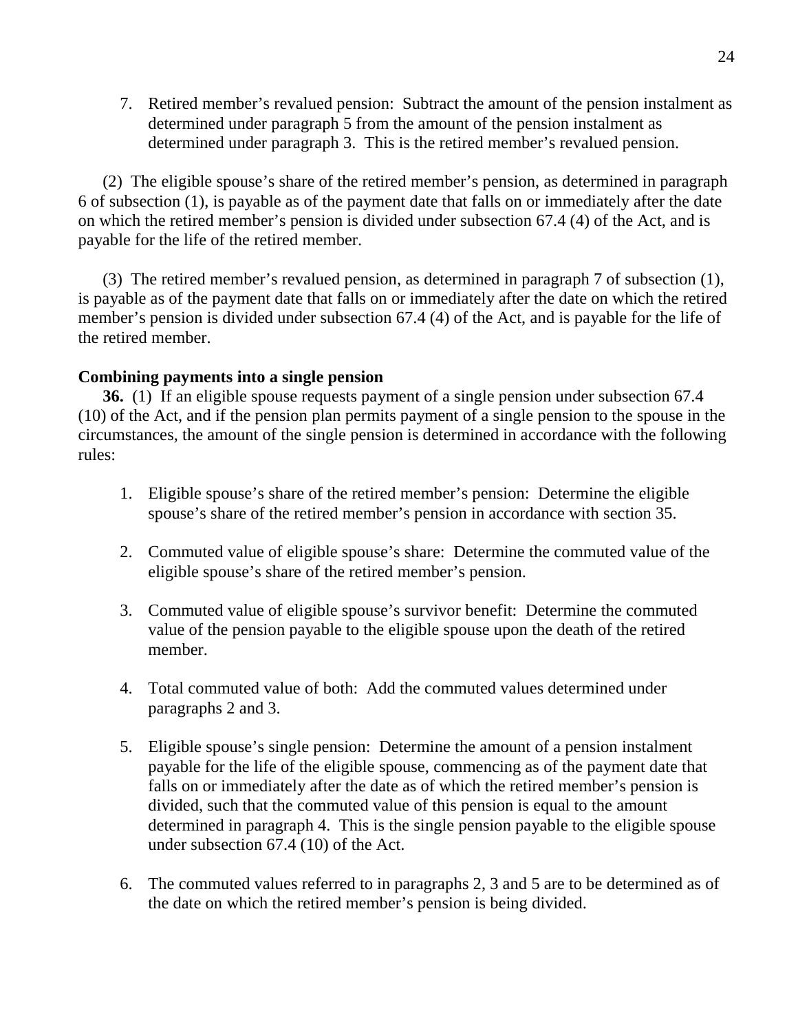7. Retired member's revalued pension: Subtract the amount of the pension instalment as determined under paragraph 5 from the amount of the pension instalment as determined under paragraph 3. This is the retired member's revalued pension.

(2) The eligible spouse's share of the retired member's pension, as determined in paragraph 6 of subsection (1), is payable as of the payment date that falls on or immediately after the date on which the retired member's pension is divided under subsection 67.4 (4) of the Act, and is payable for the life of the retired member.

(3) The retired member's revalued pension, as determined in paragraph 7 of subsection (1), is payable as of the payment date that falls on or immediately after the date on which the retired member's pension is divided under subsection 67.4 (4) of the Act, and is payable for the life of the retired member.

**Combining payments into a single pension**

**36.** (1) If an eligible spouse requests payment of a single pension under subsection 67.4 (10) of the Act, and if the pension plan permits payment of a single pension to the spouse in the circumstances, the amount of the single pension is determined in accordance with the following rules:

1. Eligible spouse's share of the retired member's pension: Determine the eligible spouse's share of the retired member's pension in accordance with section 35.

2. Commuted value of eligible spouse's share: Determine the commuted value of the eligible spouse's share of the retired member's pension.

3. Commuted value of eligible spouse's survivor benefit: Determine the commuted value of the pension payable to the eligible spouse upon the death of the retired member.

4. Total commuted value of both: Add the commuted values determined under paragraphs 2 and 3.

5. Eligible spouse's single pension: Determine the amount of a pension instalment payable for the life of the eligible spouse, commencing as of the payment date that falls on or immediately after the date as of which the retired member's pension is divided, such that the commuted value of this pension is equal to the amount determined in paragraph 4. This is the single pension payable to the eligible spouse under subsection 67.4 (10) of the Act.

6. The commuted values referred to in paragraphs 2, 3 and 5 are to be determined as of the date on which the retired member's pension is being divided.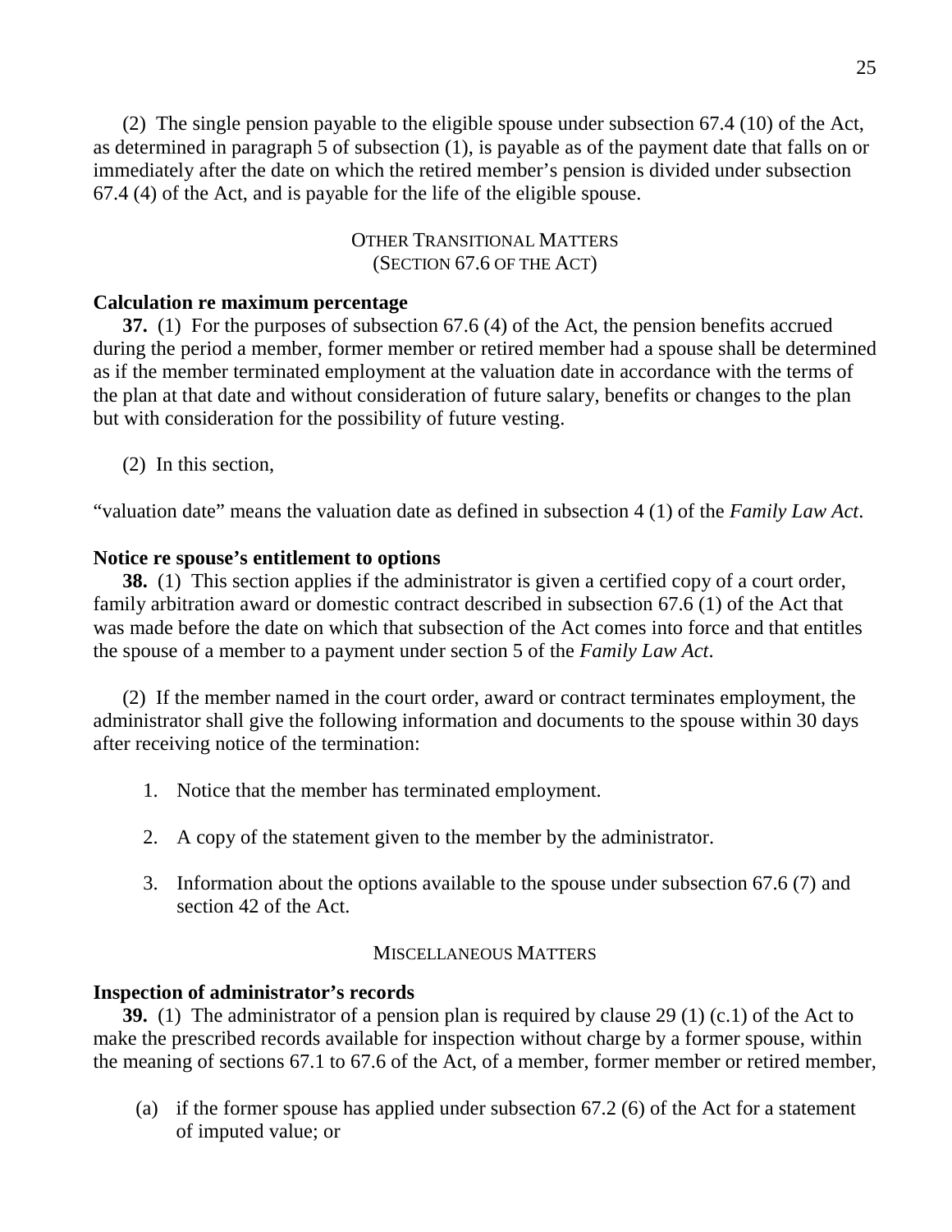(2) The single pension payable to the eligible spouse under subsection 67.4 (10) of the Act, as determined in paragraph 5 of subsection (1), is payable as of the payment date that falls on or immediately after the date on which the retired member's pension is divided under subsection 67.4 (4) of the Act, and is payable for the life of the eligible spouse.

OTHER TRANSITIONAL MATTERS
(SECTION 67.6 OF THE ACT)

**Calculation re maximum percentage**

**37.** (1) For the purposes of subsection 67.6 (4) of the Act, the pension benefits accrued during the period a member, former member or retired member had a spouse shall be determined as if the member terminated employment at the valuation date in accordance with the terms of the plan at that date and without consideration of future salary, benefits or changes to the plan but with consideration for the possibility of future vesting.

(2) In this section,

"valuation date" means the valuation date as defined in subsection 4 (1) of the *Family Law Act*.

**Notice re spouse's entitlement to options**

**38.** (1) This section applies if the administrator is given a certified copy of a court order, family arbitration award or domestic contract described in subsection 67.6 (1) of the Act that was made before the date on which that subsection of the Act comes into force and that entitles the spouse of a member to a payment under section 5 of the *Family Law Act*.

(2) If the member named in the court order, award or contract terminates employment, the administrator shall give the following information and documents to the spouse within 30 days after receiving notice of the termination:

1. Notice that the member has terminated employment.

2. A copy of the statement given to the member by the administrator.

3. Information about the options available to the spouse under subsection 67.6 (7) and section 42 of the Act.

MISCELLANEOUS MATTERS

**Inspection of administrator's records**

**39.** (1) The administrator of a pension plan is required by clause 29 (1) (c.1) of the Act to make the prescribed records available for inspection without charge by a former spouse, within the meaning of sections 67.1 to 67.6 of the Act, of a member, former member or retired member,

(a) if the former spouse has applied under subsection 67.2 (6) of the Act for a statement of imputed value; or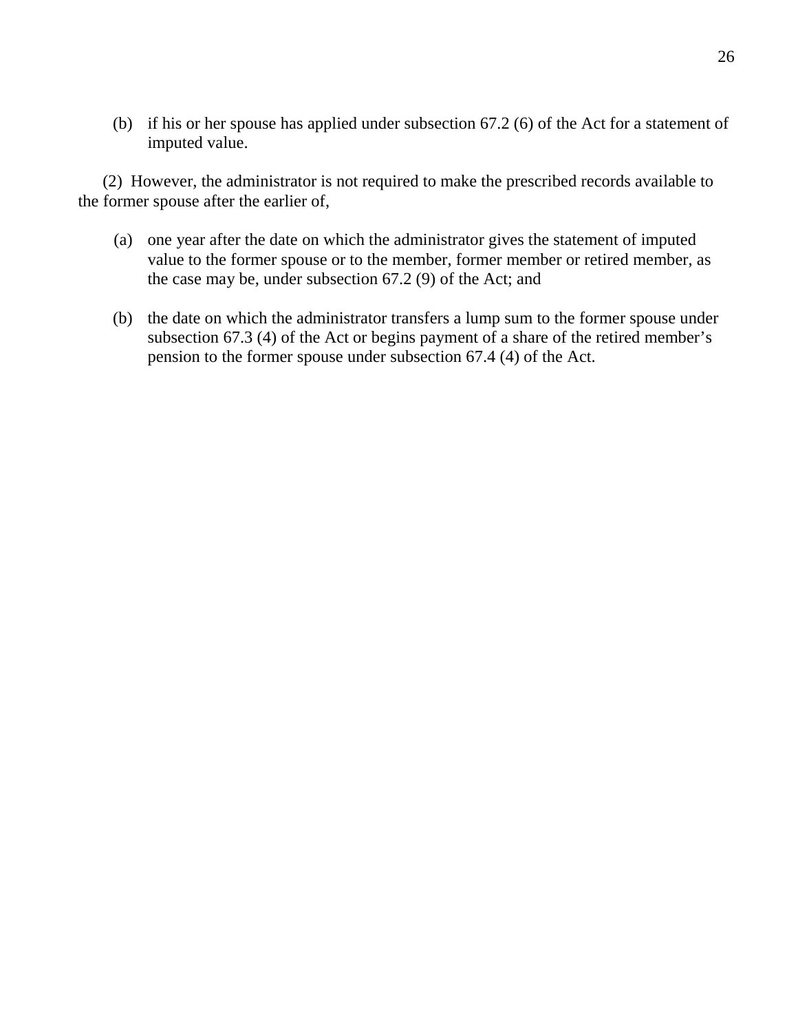(b) if his or her spouse has applied under subsection 67.2 (6) of the Act for a statement of imputed value.

(2) However, the administrator is not required to make the prescribed records available to the former spouse after the earlier of,

(a) one year after the date on which the administrator gives the statement of imputed value to the former spouse or to the member, former member or retired member, as the case may be, under subsection 67.2 (9) of the Act; and

(b) the date on which the administrator transfers a lump sum to the former spouse under subsection 67.3 (4) of the Act or begins payment of a share of the retired member's pension to the former spouse under subsection 67.4 (4) of the Act.